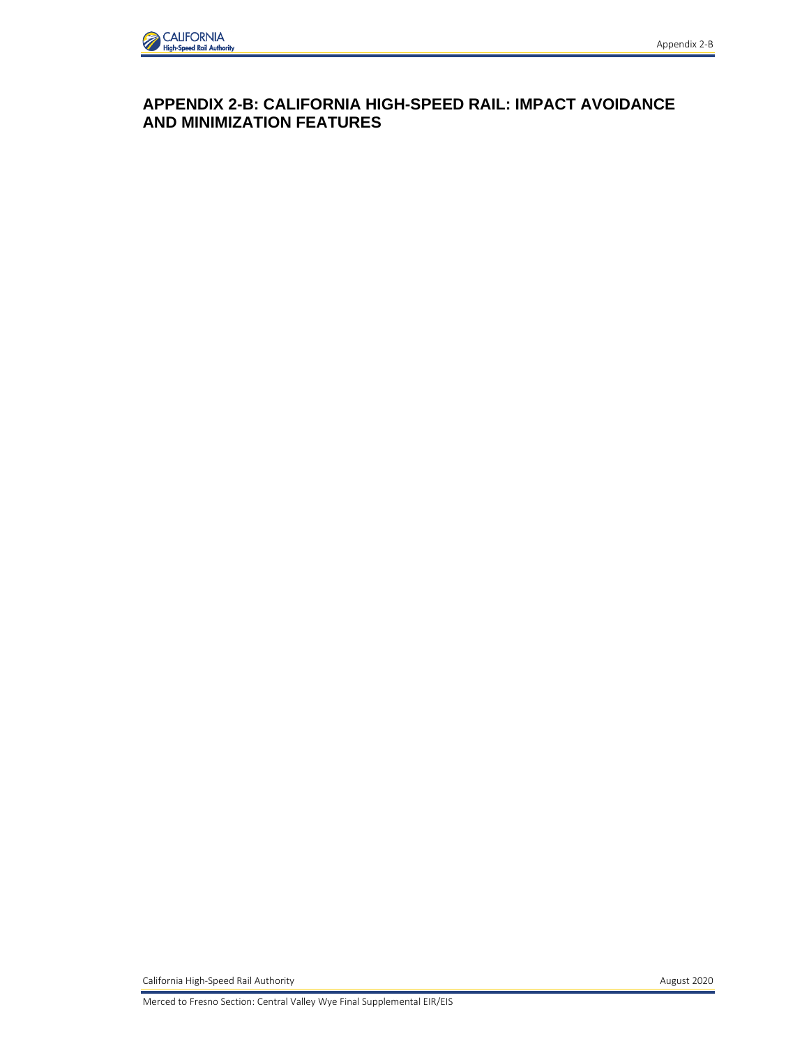# APPENDIX 2-B: CALIFORNIA HIGH-SPEED RAIL: IMPACT AVOIDANCE AND MINIMIZATION FEATURES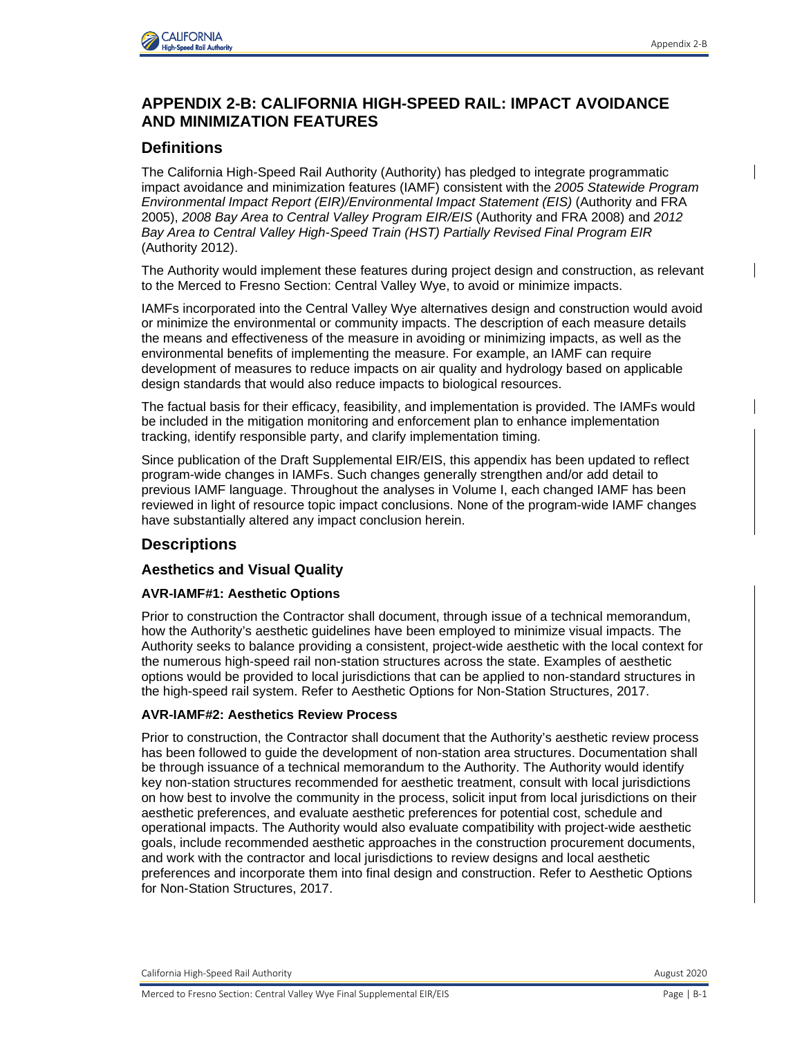# APPENDIX 2-B: CALIFORNIA HIGH-SPEED RAIL: IMPACT AVOIDANCE AND MINIMIZATION FEATURES

## Definitions

The California High-Speed Rail Authority (Authority) has pledged to integrate programmatic impact avoidance and minimization features (IAMF) consistent with the *2005 Statewide Program Environmental Impact Report (EIR)/Environmental Impact Statement (EIS)* (Authority and FRA 2005), *2008 Bay Area to Central Valley Program EIR/EIS* (Authority and FRA 2008) and *2012 Bay Area to Central Valley High-Speed Train (HST) Partially Revised Final Program EIR* (Authority 2012).

The Authority would implement these features during project design and construction, as relevant to the Merced to Fresno Section: Central Valley Wye, to avoid or minimize impacts.

IAMFs incorporated into the Central Valley Wye alternatives design and construction would avoid or minimize the environmental or community impacts. The description of each measure details the means and effectiveness of the measure in avoiding or minimizing impacts, as well as the environmental benefits of implementing the measure. For example, an IAMF can require development of measures to reduce impacts on air quality and hydrology based on applicable design standards that would also reduce impacts to biological resources.

The factual basis for their efficacy, feasibility, and implementation is provided. The IAMFs would be included in the mitigation monitoring and enforcement plan to enhance implementation tracking, identify responsible party, and clarify implementation timing.

Since publication of the Draft Supplemental EIR/EIS, this appendix has been updated to reflect program-wide changes in IAMFs. Such changes generally strengthen and/or add detail to previous IAMF language. Throughout the analyses in Volume I, each changed IAMF has been reviewed in light of resource topic impact conclusions. None of the program-wide IAMF changes have substantially altered any impact conclusion herein.

## Descriptions

### Aesthetics and Visual Quality

#### AVR-IAMF#1: Aesthetic Options

Prior to construction the Contractor shall document, through issue of a technical memorandum, how the Authority's aesthetic guidelines have been employed to minimize visual impacts. The Authority seeks to balance providing a consistent, project-wide aesthetic with the local context for the numerous high-speed rail non-station structures across the state. Examples of aesthetic options would be provided to local jurisdictions that can be applied to non-standard structures in the high-speed rail system. Refer to Aesthetic Options for Non-Station Structures, 2017.

#### AVR-IAMF#2: Aesthetics Review Process

Prior to construction, the Contractor shall document that the Authority's aesthetic review process has been followed to guide the development of non-station area structures. Documentation shall be through issuance of a technical memorandum to the Authority. The Authority would identify key non-station structures recommended for aesthetic treatment, consult with local jurisdictions on how best to involve the community in the process, solicit input from local jurisdictions on their aesthetic preferences, and evaluate aesthetic preferences for potential cost, schedule and operational impacts. The Authority would also evaluate compatibility with project-wide aesthetic goals, include recommended aesthetic approaches in the construction procurement documents, and work with the contractor and local jurisdictions to review designs and local aesthetic preferences and incorporate them into final design and construction. Refer to Aesthetic Options for Non-Station Structures, 2017.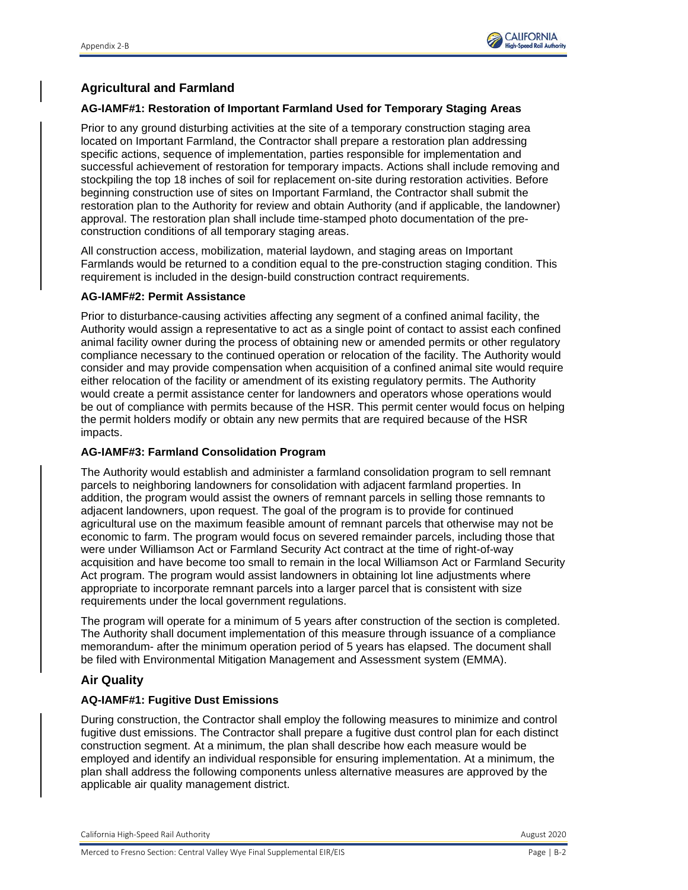## Agricultural and Farmland

### AG-IAMF#1: Restoration of Important Farmland Used for Temporary Staging Areas

Prior to any ground disturbing activities at the site of a temporary construction staging area located on Important Farmland, the Contractor shall prepare a restoration plan addressing specific actions, sequence of implementation, parties responsible for implementation and successful achievement of restoration for temporary impacts. Actions shall include removing and stockpiling the top 18 inches of soil for replacement on-site during restoration activities. Before beginning construction use of sites on Important Farmland, the Contractor shall submit the restoration plan to the Authority for review and obtain Authority (and if applicable, the landowner) approval. The restoration plan shall include time-stamped photo documentation of the pre-construction conditions of all temporary staging areas.

All construction access, mobilization, material laydown, and staging areas on Important Farmlands would be returned to a condition equal to the pre-construction staging condition. This requirement is included in the design-build construction contract requirements.

### AG-IAMF#2: Permit Assistance

Prior to disturbance-causing activities affecting any segment of a confined animal facility, the Authority would assign a representative to act as a single point of contact to assist each confined animal facility owner during the process of obtaining new or amended permits or other regulatory compliance necessary to the continued operation or relocation of the facility. The Authority would consider and may provide compensation when acquisition of a confined animal site would require either relocation of the facility or amendment of its existing regulatory permits. The Authority would create a permit assistance center for landowners and operators whose operations would be out of compliance with permits because of the HSR. This permit center would focus on helping the permit holders modify or obtain any new permits that are required because of the HSR impacts.

### AG-IAMF#3: Farmland Consolidation Program

The Authority would establish and administer a farmland consolidation program to sell remnant parcels to neighboring landowners for consolidation with adjacent farmland properties. In addition, the program would assist the owners of remnant parcels in selling those remnants to adjacent landowners, upon request. The goal of the program is to provide for continued agricultural use on the maximum feasible amount of remnant parcels that otherwise may not be economic to farm. The program would focus on severed remainder parcels, including those that were under Williamson Act or Farmland Security Act contract at the time of right-of-way acquisition and have become too small to remain in the local Williamson Act or Farmland Security Act program. The program would assist landowners in obtaining lot line adjustments where appropriate to incorporate remnant parcels into a larger parcel that is consistent with size requirements under the local government regulations.

The program will operate for a minimum of 5 years after construction of the section is completed. The Authority shall document implementation of this measure through issuance of a compliance memorandum- after the minimum operation period of 5 years has elapsed. The document shall be filed with Environmental Mitigation Management and Assessment system (EMMA).

## Air Quality

### AQ-IAMF#1: Fugitive Dust Emissions

During construction, the Contractor shall employ the following measures to minimize and control fugitive dust emissions. The Contractor shall prepare a fugitive dust control plan for each distinct construction segment. At a minimum, the plan shall describe how each measure would be employed and identify an individual responsible for ensuring implementation. At a minimum, the plan shall address the following components unless alternative measures are approved by the applicable air quality management district.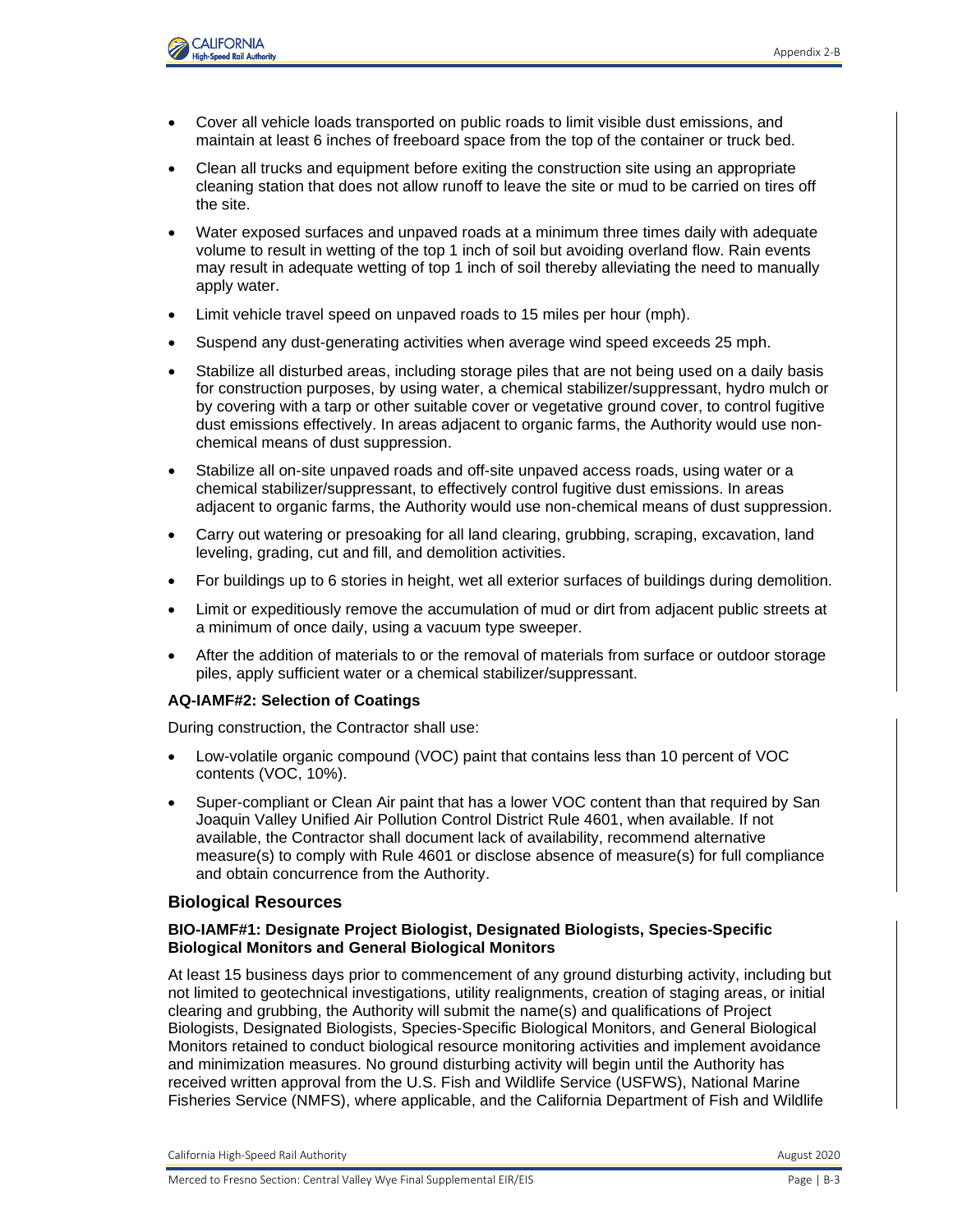- Cover all vehicle loads transported on public roads to limit visible dust emissions, and maintain at least 6 inches of freeboard space from the top of the container or truck bed.
- Clean all trucks and equipment before exiting the construction site using an appropriate cleaning station that does not allow runoff to leave the site or mud to be carried on tires off the site.
- Water exposed surfaces and unpaved roads at a minimum three times daily with adequate volume to result in wetting of the top 1 inch of soil but avoiding overland flow. Rain events may result in adequate wetting of top 1 inch of soil thereby alleviating the need to manually apply water.
- Limit vehicle travel speed on unpaved roads to 15 miles per hour (mph).
- Suspend any dust-generating activities when average wind speed exceeds 25 mph.
- Stabilize all disturbed areas, including storage piles that are not being used on a daily basis for construction purposes, by using water, a chemical stabilizer/suppressant, hydro mulch or by covering with a tarp or other suitable cover or vegetative ground cover, to control fugitive dust emissions effectively. In areas adjacent to organic farms, the Authority would use non-chemical means of dust suppression.
- Stabilize all on-site unpaved roads and off-site unpaved access roads, using water or a chemical stabilizer/suppressant, to effectively control fugitive dust emissions. In areas adjacent to organic farms, the Authority would use non-chemical means of dust suppression.
- Carry out watering or presoaking for all land clearing, grubbing, scraping, excavation, land leveling, grading, cut and fill, and demolition activities.
- For buildings up to 6 stories in height, wet all exterior surfaces of buildings during demolition.
- Limit or expeditiously remove the accumulation of mud or dirt from adjacent public streets at a minimum of once daily, using a vacuum type sweeper.
- After the addition of materials to or the removal of materials from surface or outdoor storage piles, apply sufficient water or a chemical stabilizer/suppressant.

#### AQ-IAMF#2: Selection of Coatings

During construction, the Contractor shall use:

- Low-volatile organic compound (VOC) paint that contains less than 10 percent of VOC contents (VOC, 10%).
- Super-compliant or Clean Air paint that has a lower VOC content than that required by San Joaquin Valley Unified Air Pollution Control District Rule 4601, when available. If not available, the Contractor shall document lack of availability, recommend alternative measure(s) to comply with Rule 4601 or disclose absence of measure(s) for full compliance and obtain concurrence from the Authority.

### Biological Resources

#### BIO-IAMF#1: Designate Project Biologist, Designated Biologists, Species-Specific Biological Monitors and General Biological Monitors

At least 15 business days prior to commencement of any ground disturbing activity, including but not limited to geotechnical investigations, utility realignments, creation of staging areas, or initial clearing and grubbing, the Authority will submit the name(s) and qualifications of Project Biologists, Designated Biologists, Species-Specific Biological Monitors, and General Biological Monitors retained to conduct biological resource monitoring activities and implement avoidance and minimization measures. No ground disturbing activity will begin until the Authority has received written approval from the U.S. Fish and Wildlife Service (USFWS), National Marine Fisheries Service (NMFS), where applicable, and the California Department of Fish and Wildlife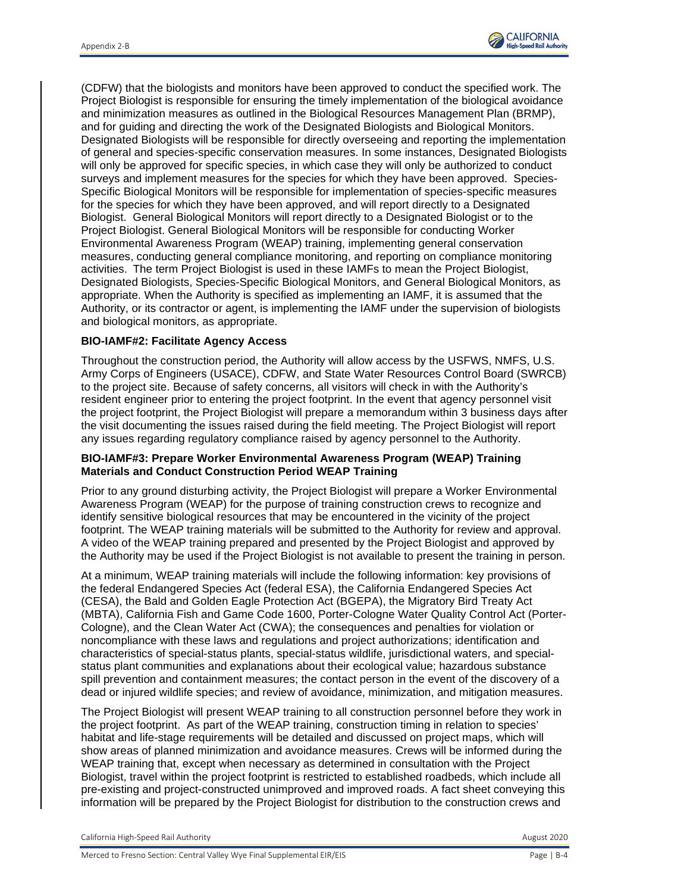(CDFW) that the biologists and monitors have been approved to conduct the specified work. The Project Biologist is responsible for ensuring the timely implementation of the biological avoidance and minimization measures as outlined in the Biological Resources Management Plan (BRMP), and for guiding and directing the work of the Designated Biologists and Biological Monitors. Designated Biologists will be responsible for directly overseeing and reporting the implementation of general and species-specific conservation measures. In some instances, Designated Biologists will only be approved for specific species, in which case they will only be authorized to conduct surveys and implement measures for the species for which they have been approved. Species-Specific Biological Monitors will be responsible for implementation of species-specific measures for the species for which they have been approved, and will report directly to a Designated Biologist. General Biological Monitors will report directly to a Designated Biologist or to the Project Biologist. General Biological Monitors will be responsible for conducting Worker Environmental Awareness Program (WEAP) training, implementing general conservation measures, conducting general compliance monitoring, and reporting on compliance monitoring activities. The term Project Biologist is used in these IAMFs to mean the Project Biologist, Designated Biologists, Species-Specific Biological Monitors, and General Biological Monitors, as appropriate. When the Authority is specified as implementing an IAMF, it is assumed that the Authority, or its contractor or agent, is implementing the IAMF under the supervision of biologists and biological monitors, as appropriate.

**BIO-IAMF#2: Facilitate Agency Access**

Throughout the construction period, the Authority will allow access by the USFWS, NMFS, U.S. Army Corps of Engineers (USACE), CDFW, and State Water Resources Control Board (SWRCB) to the project site. Because of safety concerns, all visitors will check in with the Authority's resident engineer prior to entering the project footprint. In the event that agency personnel visit the project footprint, the Project Biologist will prepare a memorandum within 3 business days after the visit documenting the issues raised during the field meeting. The Project Biologist will report any issues regarding regulatory compliance raised by agency personnel to the Authority.

**BIO-IAMF#3: Prepare Worker Environmental Awareness Program (WEAP) Training Materials and Conduct Construction Period WEAP Training**

Prior to any ground disturbing activity, the Project Biologist will prepare a Worker Environmental Awareness Program (WEAP) for the purpose of training construction crews to recognize and identify sensitive biological resources that may be encountered in the vicinity of the project footprint. The WEAP training materials will be submitted to the Authority for review and approval. A video of the WEAP training prepared and presented by the Project Biologist and approved by the Authority may be used if the Project Biologist is not available to present the training in person.

At a minimum, WEAP training materials will include the following information: key provisions of the federal Endangered Species Act (federal ESA), the California Endangered Species Act (CESA), the Bald and Golden Eagle Protection Act (BGEPA), the Migratory Bird Treaty Act (MBTA), California Fish and Game Code 1600, Porter-Cologne Water Quality Control Act (Porter-Cologne), and the Clean Water Act (CWA); the consequences and penalties for violation or noncompliance with these laws and regulations and project authorizations; identification and characteristics of special-status plants, special-status wildlife, jurisdictional waters, and special-status plant communities and explanations about their ecological value; hazardous substance spill prevention and containment measures; the contact person in the event of the discovery of a dead or injured wildlife species; and review of avoidance, minimization, and mitigation measures.

The Project Biologist will present WEAP training to all construction personnel before they work in the project footprint. As part of the WEAP training, construction timing in relation to species' habitat and life-stage requirements will be detailed and discussed on project maps, which will show areas of planned minimization and avoidance measures. Crews will be informed during the WEAP training that, except when necessary as determined in consultation with the Project Biologist, travel within the project footprint is restricted to established roadbeds, which include all pre-existing and project-constructed unimproved and improved roads. A fact sheet conveying this information will be prepared by the Project Biologist for distribution to the construction crews and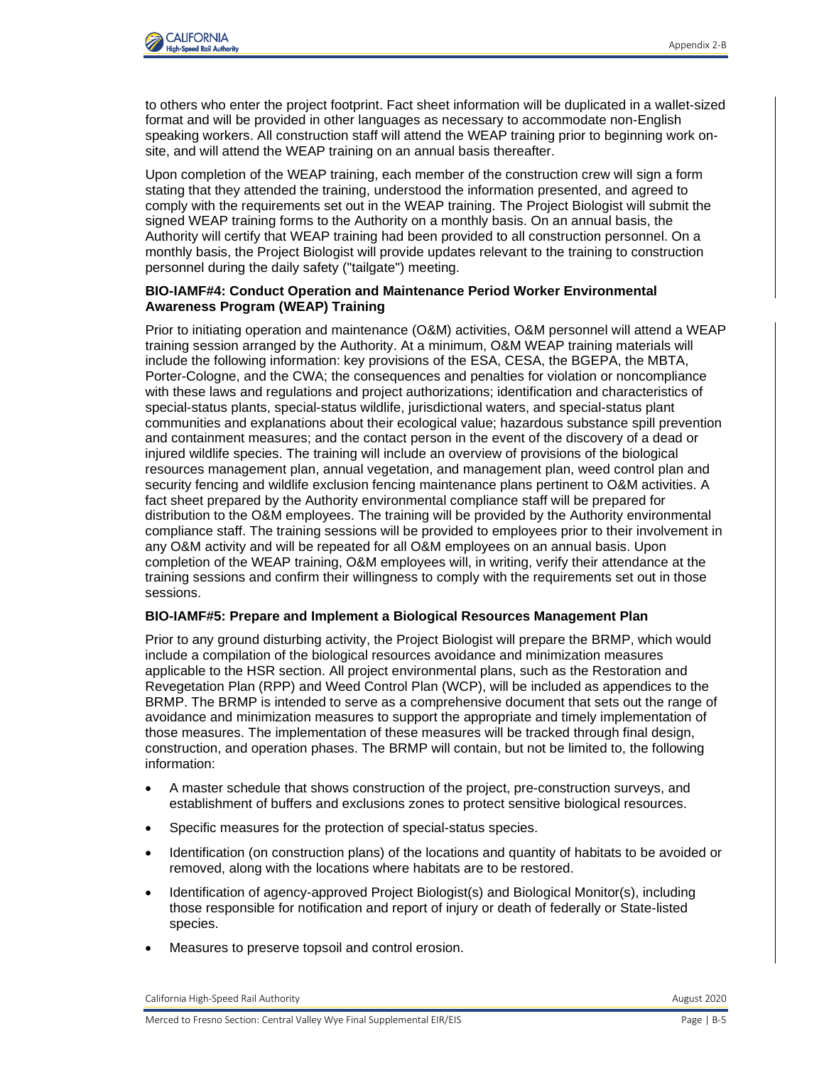to others who enter the project footprint. Fact sheet information will be duplicated in a wallet-sized format and will be provided in other languages as necessary to accommodate non-English speaking workers. All construction staff will attend the WEAP training prior to beginning work on-site, and will attend the WEAP training on an annual basis thereafter.

Upon completion of the WEAP training, each member of the construction crew will sign a form stating that they attended the training, understood the information presented, and agreed to comply with the requirements set out in the WEAP training. The Project Biologist will submit the signed WEAP training forms to the Authority on a monthly basis. On an annual basis, the Authority will certify that WEAP training had been provided to all construction personnel. On a monthly basis, the Project Biologist will provide updates relevant to the training to construction personnel during the daily safety ("tailgate") meeting.

**BIO-IAMF#4: Conduct Operation and Maintenance Period Worker Environmental Awareness Program (WEAP) Training**

Prior to initiating operation and maintenance (O&M) activities, O&M personnel will attend a WEAP training session arranged by the Authority. At a minimum, O&M WEAP training materials will include the following information: key provisions of the ESA, CESA, the BGEPA, the MBTA, Porter-Cologne, and the CWA; the consequences and penalties for violation or noncompliance with these laws and regulations and project authorizations; identification and characteristics of special-status plants, special-status wildlife, jurisdictional waters, and special-status plant communities and explanations about their ecological value; hazardous substance spill prevention and containment measures; and the contact person in the event of the discovery of a dead or injured wildlife species. The training will include an overview of provisions of the biological resources management plan, annual vegetation, and management plan, weed control plan and security fencing and wildlife exclusion fencing maintenance plans pertinent to O&M activities. A fact sheet prepared by the Authority environmental compliance staff will be prepared for distribution to the O&M employees. The training will be provided by the Authority environmental compliance staff. The training sessions will be provided to employees prior to their involvement in any O&M activity and will be repeated for all O&M employees on an annual basis. Upon completion of the WEAP training, O&M employees will, in writing, verify their attendance at the training sessions and confirm their willingness to comply with the requirements set out in those sessions.

**BIO-IAMF#5: Prepare and Implement a Biological Resources Management Plan**

Prior to any ground disturbing activity, the Project Biologist will prepare the BRMP, which would include a compilation of the biological resources avoidance and minimization measures applicable to the HSR section. All project environmental plans, such as the Restoration and Revegetation Plan (RPP) and Weed Control Plan (WCP), will be included as appendices to the BRMP. The BRMP is intended to serve as a comprehensive document that sets out the range of avoidance and minimization measures to support the appropriate and timely implementation of those measures. The implementation of these measures will be tracked through final design, construction, and operation phases. The BRMP will contain, but not be limited to, the following information:

- A master schedule that shows construction of the project, pre-construction surveys, and establishment of buffers and exclusions zones to protect sensitive biological resources.
- Specific measures for the protection of special-status species.
- Identification (on construction plans) of the locations and quantity of habitats to be avoided or removed, along with the locations where habitats are to be restored.
- Identification of agency-approved Project Biologist(s) and Biological Monitor(s), including those responsible for notification and report of injury or death of federally or State-listed species.
- Measures to preserve topsoil and control erosion.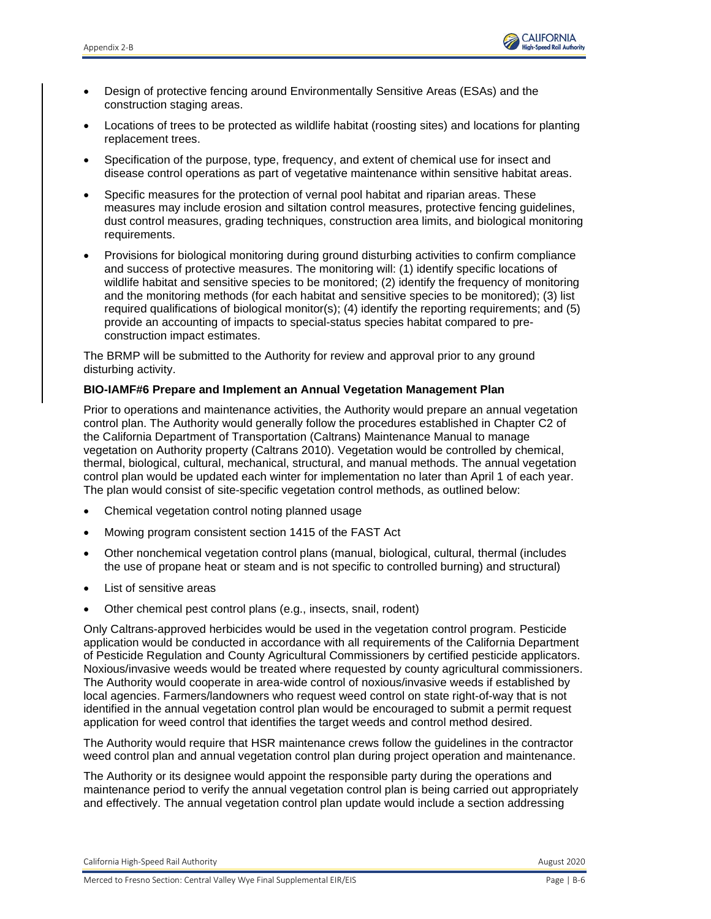- Design of protective fencing around Environmentally Sensitive Areas (ESAs) and the construction staging areas.
- Locations of trees to be protected as wildlife habitat (roosting sites) and locations for planting replacement trees.
- Specification of the purpose, type, frequency, and extent of chemical use for insect and disease control operations as part of vegetative maintenance within sensitive habitat areas.
- Specific measures for the protection of vernal pool habitat and riparian areas. These measures may include erosion and siltation control measures, protective fencing guidelines, dust control measures, grading techniques, construction area limits, and biological monitoring requirements.
- Provisions for biological monitoring during ground disturbing activities to confirm compliance and success of protective measures. The monitoring will: (1) identify specific locations of wildlife habitat and sensitive species to be monitored; (2) identify the frequency of monitoring and the monitoring methods (for each habitat and sensitive species to be monitored); (3) list required qualifications of biological monitor(s); (4) identify the reporting requirements; and (5) provide an accounting of impacts to special-status species habitat compared to pre-construction impact estimates.

The BRMP will be submitted to the Authority for review and approval prior to any ground disturbing activity.

**BIO-IAMF#6 Prepare and Implement an Annual Vegetation Management Plan**

Prior to operations and maintenance activities, the Authority would prepare an annual vegetation control plan. The Authority would generally follow the procedures established in Chapter C2 of the California Department of Transportation (Caltrans) Maintenance Manual to manage vegetation on Authority property (Caltrans 2010). Vegetation would be controlled by chemical, thermal, biological, cultural, mechanical, structural, and manual methods. The annual vegetation control plan would be updated each winter for implementation no later than April 1 of each year. The plan would consist of site-specific vegetation control methods, as outlined below:

- Chemical vegetation control noting planned usage
- Mowing program consistent section 1415 of the FAST Act
- Other nonchemical vegetation control plans (manual, biological, cultural, thermal (includes the use of propane heat or steam and is not specific to controlled burning) and structural)
- List of sensitive areas
- Other chemical pest control plans (e.g., insects, snail, rodent)

Only Caltrans-approved herbicides would be used in the vegetation control program. Pesticide application would be conducted in accordance with all requirements of the California Department of Pesticide Regulation and County Agricultural Commissioners by certified pesticide applicators. Noxious/invasive weeds would be treated where requested by county agricultural commissioners. The Authority would cooperate in area-wide control of noxious/invasive weeds if established by local agencies. Farmers/landowners who request weed control on state right-of-way that is not identified in the annual vegetation control plan would be encouraged to submit a permit request application for weed control that identifies the target weeds and control method desired.

The Authority would require that HSR maintenance crews follow the guidelines in the contractor weed control plan and annual vegetation control plan during project operation and maintenance.

The Authority or its designee would appoint the responsible party during the operations and maintenance period to verify the annual vegetation control plan is being carried out appropriately and effectively. The annual vegetation control plan update would include a section addressing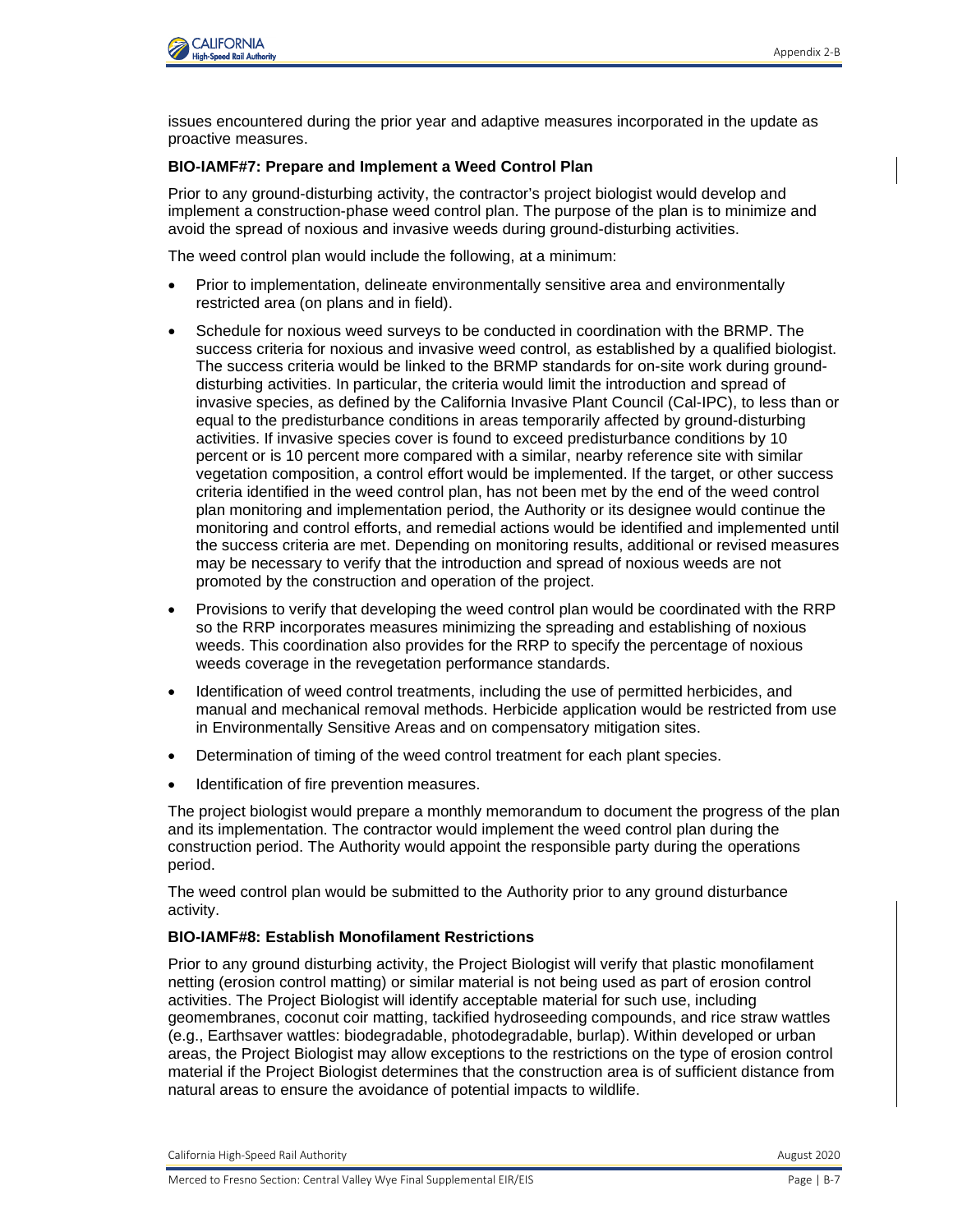issues encountered during the prior year and adaptive measures incorporated in the update as proactive measures.

**BIO-IAMF#7: Prepare and Implement a Weed Control Plan**

Prior to any ground-disturbing activity, the contractor's project biologist would develop and implement a construction-phase weed control plan. The purpose of the plan is to minimize and avoid the spread of noxious and invasive weeds during ground-disturbing activities.

The weed control plan would include the following, at a minimum:

- Prior to implementation, delineate environmentally sensitive area and environmentally restricted area (on plans and in field).
- Schedule for noxious weed surveys to be conducted in coordination with the BRMP. The success criteria for noxious and invasive weed control, as established by a qualified biologist. The success criteria would be linked to the BRMP standards for on-site work during ground-disturbing activities. In particular, the criteria would limit the introduction and spread of invasive species, as defined by the California Invasive Plant Council (Cal-IPC), to less than or equal to the predisturbance conditions in areas temporarily affected by ground-disturbing activities. If invasive species cover is found to exceed predisturbance conditions by 10 percent or is 10 percent more compared with a similar, nearby reference site with similar vegetation composition, a control effort would be implemented. If the target, or other success criteria identified in the weed control plan, has not been met by the end of the weed control plan monitoring and implementation period, the Authority or its designee would continue the monitoring and control efforts, and remedial actions would be identified and implemented until the success criteria are met. Depending on monitoring results, additional or revised measures may be necessary to verify that the introduction and spread of noxious weeds are not promoted by the construction and operation of the project.
- Provisions to verify that developing the weed control plan would be coordinated with the RRP so the RRP incorporates measures minimizing the spreading and establishing of noxious weeds. This coordination also provides for the RRP to specify the percentage of noxious weeds coverage in the revegetation performance standards.
- Identification of weed control treatments, including the use of permitted herbicides, and manual and mechanical removal methods. Herbicide application would be restricted from use in Environmentally Sensitive Areas and on compensatory mitigation sites.
- Determination of timing of the weed control treatment for each plant species.
- Identification of fire prevention measures.

The project biologist would prepare a monthly memorandum to document the progress of the plan and its implementation. The contractor would implement the weed control plan during the construction period. The Authority would appoint the responsible party during the operations period.

The weed control plan would be submitted to the Authority prior to any ground disturbance activity.

**BIO-IAMF#8: Establish Monofilament Restrictions**

Prior to any ground disturbing activity, the Project Biologist will verify that plastic monofilament netting (erosion control matting) or similar material is not being used as part of erosion control activities. The Project Biologist will identify acceptable material for such use, including geomembranes, coconut coir matting, tackified hydroseeding compounds, and rice straw wattles (e.g., Earthsaver wattles: biodegradable, photodegradable, burlap). Within developed or urban areas, the Project Biologist may allow exceptions to the restrictions on the type of erosion control material if the Project Biologist determines that the construction area is of sufficient distance from natural areas to ensure the avoidance of potential impacts to wildlife.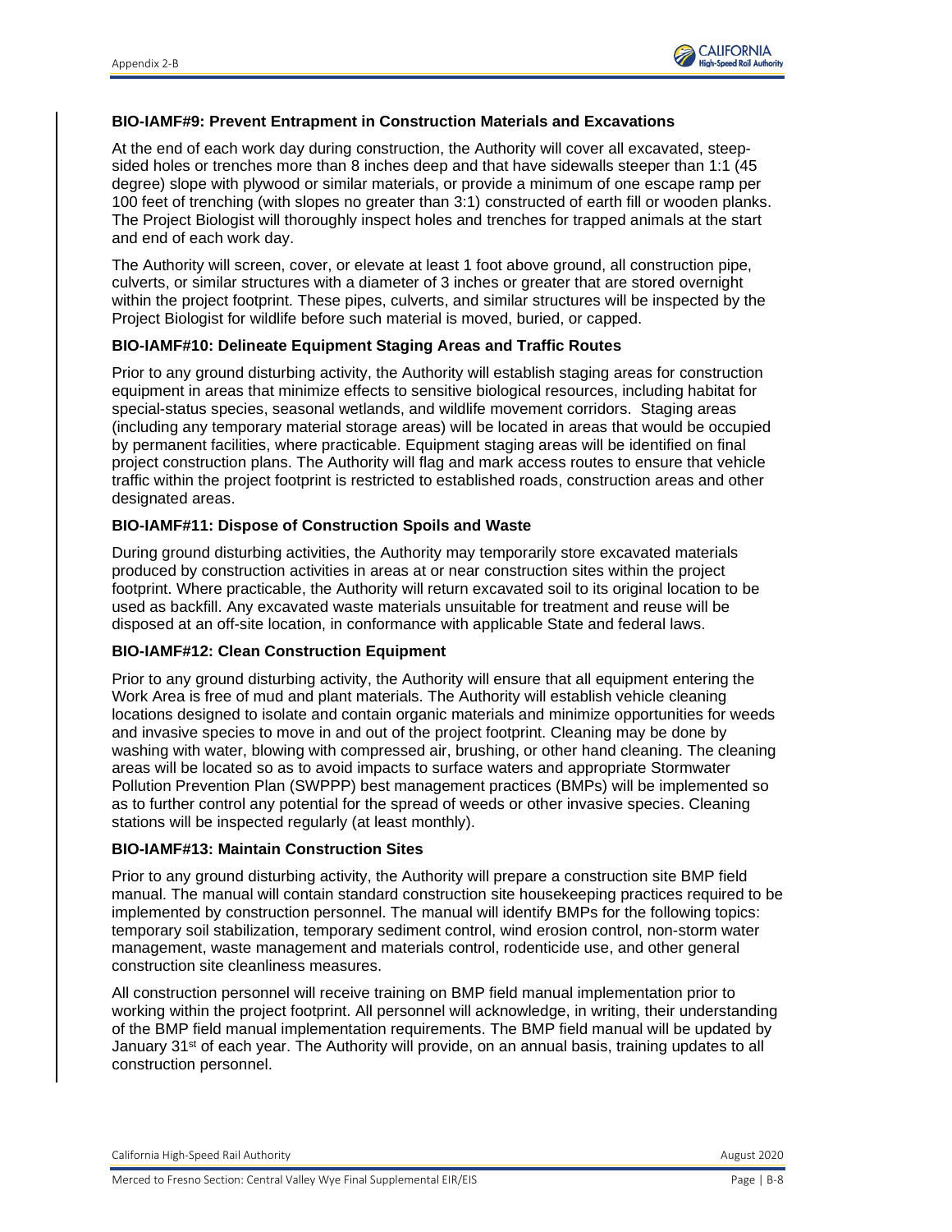**BIO-IAMF#9: Prevent Entrapment in Construction Materials and Excavations**

At the end of each work day during construction, the Authority will cover all excavated, steep-sided holes or trenches more than 8 inches deep and that have sidewalls steeper than 1:1 (45 degree) slope with plywood or similar materials, or provide a minimum of one escape ramp per 100 feet of trenching (with slopes no greater than 3:1) constructed of earth fill or wooden planks. The Project Biologist will thoroughly inspect holes and trenches for trapped animals at the start and end of each work day.

The Authority will screen, cover, or elevate at least 1 foot above ground, all construction pipe, culverts, or similar structures with a diameter of 3 inches or greater that are stored overnight within the project footprint. These pipes, culverts, and similar structures will be inspected by the Project Biologist for wildlife before such material is moved, buried, or capped.

**BIO-IAMF#10: Delineate Equipment Staging Areas and Traffic Routes**

Prior to any ground disturbing activity, the Authority will establish staging areas for construction equipment in areas that minimize effects to sensitive biological resources, including habitat for special-status species, seasonal wetlands, and wildlife movement corridors. Staging areas (including any temporary material storage areas) will be located in areas that would be occupied by permanent facilities, where practicable. Equipment staging areas will be identified on final project construction plans. The Authority will flag and mark access routes to ensure that vehicle traffic within the project footprint is restricted to established roads, construction areas and other designated areas.

**BIO-IAMF#11: Dispose of Construction Spoils and Waste**

During ground disturbing activities, the Authority may temporarily store excavated materials produced by construction activities in areas at or near construction sites within the project footprint. Where practicable, the Authority will return excavated soil to its original location to be used as backfill. Any excavated waste materials unsuitable for treatment and reuse will be disposed at an off-site location, in conformance with applicable State and federal laws.

**BIO-IAMF#12: Clean Construction Equipment**

Prior to any ground disturbing activity, the Authority will ensure that all equipment entering the Work Area is free of mud and plant materials. The Authority will establish vehicle cleaning locations designed to isolate and contain organic materials and minimize opportunities for weeds and invasive species to move in and out of the project footprint. Cleaning may be done by washing with water, blowing with compressed air, brushing, or other hand cleaning. The cleaning areas will be located so as to avoid impacts to surface waters and appropriate Stormwater Pollution Prevention Plan (SWPPP) best management practices (BMPs) will be implemented so as to further control any potential for the spread of weeds or other invasive species. Cleaning stations will be inspected regularly (at least monthly).

**BIO-IAMF#13: Maintain Construction Sites**

Prior to any ground disturbing activity, the Authority will prepare a construction site BMP field manual. The manual will contain standard construction site housekeeping practices required to be implemented by construction personnel. The manual will identify BMPs for the following topics: temporary soil stabilization, temporary sediment control, wind erosion control, non-storm water management, waste management and materials control, rodenticide use, and other general construction site cleanliness measures.

All construction personnel will receive training on BMP field manual implementation prior to working within the project footprint. All personnel will acknowledge, in writing, their understanding of the BMP field manual implementation requirements. The BMP field manual will be updated by January 31st of each year. The Authority will provide, on an annual basis, training updates to all construction personnel.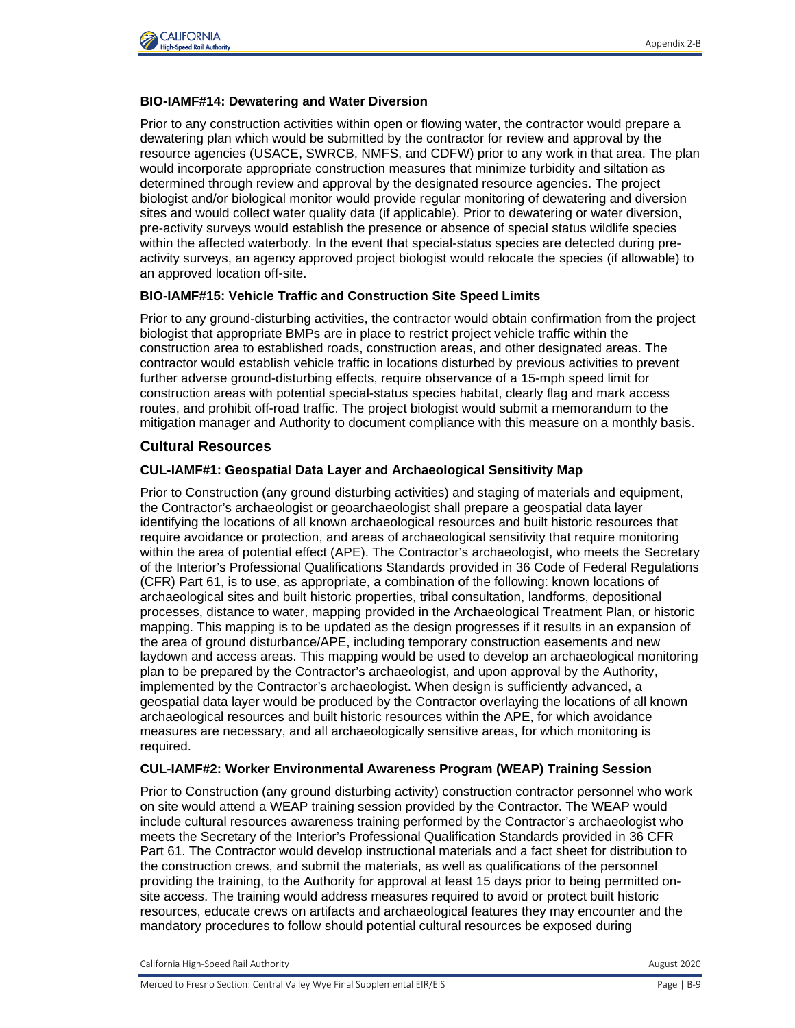### BIO-IAMF#14: Dewatering and Water Diversion

Prior to any construction activities within open or flowing water, the contractor would prepare a dewatering plan which would be submitted by the contractor for review and approval by the resource agencies (USACE, SWRCB, NMFS, and CDFW) prior to any work in that area. The plan would incorporate appropriate construction measures that minimize turbidity and siltation as determined through review and approval by the designated resource agencies. The project biologist and/or biological monitor would provide regular monitoring of dewatering and diversion sites and would collect water quality data (if applicable). Prior to dewatering or water diversion, pre-activity surveys would establish the presence or absence of special status wildlife species within the affected waterbody. In the event that special-status species are detected during pre-activity surveys, an agency approved project biologist would relocate the species (if allowable) to an approved location off-site.

### BIO-IAMF#15: Vehicle Traffic and Construction Site Speed Limits

Prior to any ground-disturbing activities, the contractor would obtain confirmation from the project biologist that appropriate BMPs are in place to restrict project vehicle traffic within the construction area to established roads, construction areas, and other designated areas. The contractor would establish vehicle traffic in locations disturbed by previous activities to prevent further adverse ground-disturbing effects, require observance of a 15-mph speed limit for construction areas with potential special-status species habitat, clearly flag and mark access routes, and prohibit off-road traffic. The project biologist would submit a memorandum to the mitigation manager and Authority to document compliance with this measure on a monthly basis.

## Cultural Resources

### CUL-IAMF#1: Geospatial Data Layer and Archaeological Sensitivity Map

Prior to Construction (any ground disturbing activities) and staging of materials and equipment, the Contractor's archaeologist or geoarchaeologist shall prepare a geospatial data layer identifying the locations of all known archaeological resources and built historic resources that require avoidance or protection, and areas of archaeological sensitivity that require monitoring within the area of potential effect (APE). The Contractor's archaeologist, who meets the Secretary of the Interior's Professional Qualifications Standards provided in 36 Code of Federal Regulations (CFR) Part 61, is to use, as appropriate, a combination of the following: known locations of archaeological sites and built historic properties, tribal consultation, landforms, depositional processes, distance to water, mapping provided in the Archaeological Treatment Plan, or historic mapping. This mapping is to be updated as the design progresses if it results in an expansion of the area of ground disturbance/APE, including temporary construction easements and new laydown and access areas. This mapping would be used to develop an archaeological monitoring plan to be prepared by the Contractor's archaeologist, and upon approval by the Authority, implemented by the Contractor's archaeologist. When design is sufficiently advanced, a geospatial data layer would be produced by the Contractor overlaying the locations of all known archaeological resources and built historic resources within the APE, for which avoidance measures are necessary, and all archaeologically sensitive areas, for which monitoring is required.

### CUL-IAMF#2: Worker Environmental Awareness Program (WEAP) Training Session

Prior to Construction (any ground disturbing activity) construction contractor personnel who work on site would attend a WEAP training session provided by the Contractor. The WEAP would include cultural resources awareness training performed by the Contractor's archaeologist who meets the Secretary of the Interior's Professional Qualification Standards provided in 36 CFR Part 61. The Contractor would develop instructional materials and a fact sheet for distribution to the construction crews, and submit the materials, as well as qualifications of the personnel providing the training, to the Authority for approval at least 15 days prior to being permitted on-site access. The training would address measures required to avoid or protect built historic resources, educate crews on artifacts and archaeological features they may encounter and the mandatory procedures to follow should potential cultural resources be exposed during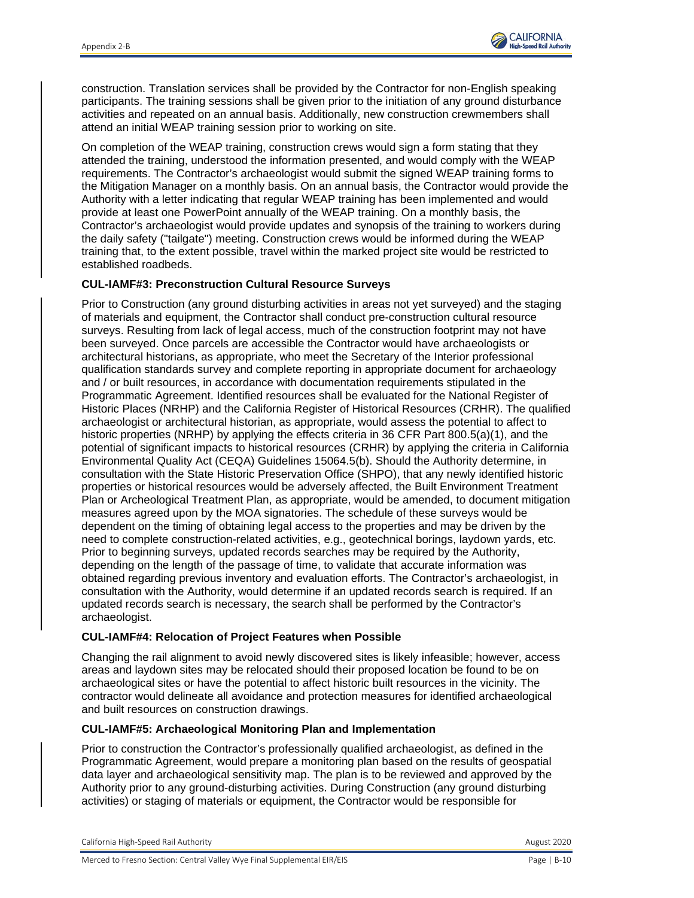construction. Translation services shall be provided by the Contractor for non-English speaking participants. The training sessions shall be given prior to the initiation of any ground disturbance activities and repeated on an annual basis. Additionally, new construction crewmembers shall attend an initial WEAP training session prior to working on site.

On completion of the WEAP training, construction crews would sign a form stating that they attended the training, understood the information presented, and would comply with the WEAP requirements. The Contractor's archaeologist would submit the signed WEAP training forms to the Mitigation Manager on a monthly basis. On an annual basis, the Contractor would provide the Authority with a letter indicating that regular WEAP training has been implemented and would provide at least one PowerPoint annually of the WEAP training. On a monthly basis, the Contractor's archaeologist would provide updates and synopsis of the training to workers during the daily safety ("tailgate") meeting. Construction crews would be informed during the WEAP training that, to the extent possible, travel within the marked project site would be restricted to established roadbeds.

**CUL-IAMF#3: Preconstruction Cultural Resource Surveys**

Prior to Construction (any ground disturbing activities in areas not yet surveyed) and the staging of materials and equipment, the Contractor shall conduct pre-construction cultural resource surveys. Resulting from lack of legal access, much of the construction footprint may not have been surveyed. Once parcels are accessible the Contractor would have archaeologists or architectural historians, as appropriate, who meet the Secretary of the Interior professional qualification standards survey and complete reporting in appropriate document for archaeology and / or built resources, in accordance with documentation requirements stipulated in the Programmatic Agreement. Identified resources shall be evaluated for the National Register of Historic Places (NRHP) and the California Register of Historical Resources (CRHR). The qualified archaeologist or architectural historian, as appropriate, would assess the potential to affect to historic properties (NRHP) by applying the effects criteria in 36 CFR Part 800.5(a)(1), and the potential of significant impacts to historical resources (CRHR) by applying the criteria in California Environmental Quality Act (CEQA) Guidelines 15064.5(b). Should the Authority determine, in consultation with the State Historic Preservation Office (SHPO), that any newly identified historic properties or historical resources would be adversely affected, the Built Environment Treatment Plan or Archeological Treatment Plan, as appropriate, would be amended, to document mitigation measures agreed upon by the MOA signatories. The schedule of these surveys would be dependent on the timing of obtaining legal access to the properties and may be driven by the need to complete construction-related activities, e.g., geotechnical borings, laydown yards, etc. Prior to beginning surveys, updated records searches may be required by the Authority, depending on the length of the passage of time, to validate that accurate information was obtained regarding previous inventory and evaluation efforts. The Contractor's archaeologist, in consultation with the Authority, would determine if an updated records search is required. If an updated records search is necessary, the search shall be performed by the Contractor's archaeologist.

**CUL-IAMF#4: Relocation of Project Features when Possible**

Changing the rail alignment to avoid newly discovered sites is likely infeasible; however, access areas and laydown sites may be relocated should their proposed location be found to be on archaeological sites or have the potential to affect historic built resources in the vicinity. The contractor would delineate all avoidance and protection measures for identified archaeological and built resources on construction drawings.

**CUL-IAMF#5: Archaeological Monitoring Plan and Implementation**

Prior to construction the Contractor's professionally qualified archaeologist, as defined in the Programmatic Agreement, would prepare a monitoring plan based on the results of geospatial data layer and archaeological sensitivity map. The plan is to be reviewed and approved by the Authority prior to any ground-disturbing activities. During Construction (any ground disturbing activities) or staging of materials or equipment, the Contractor would be responsible for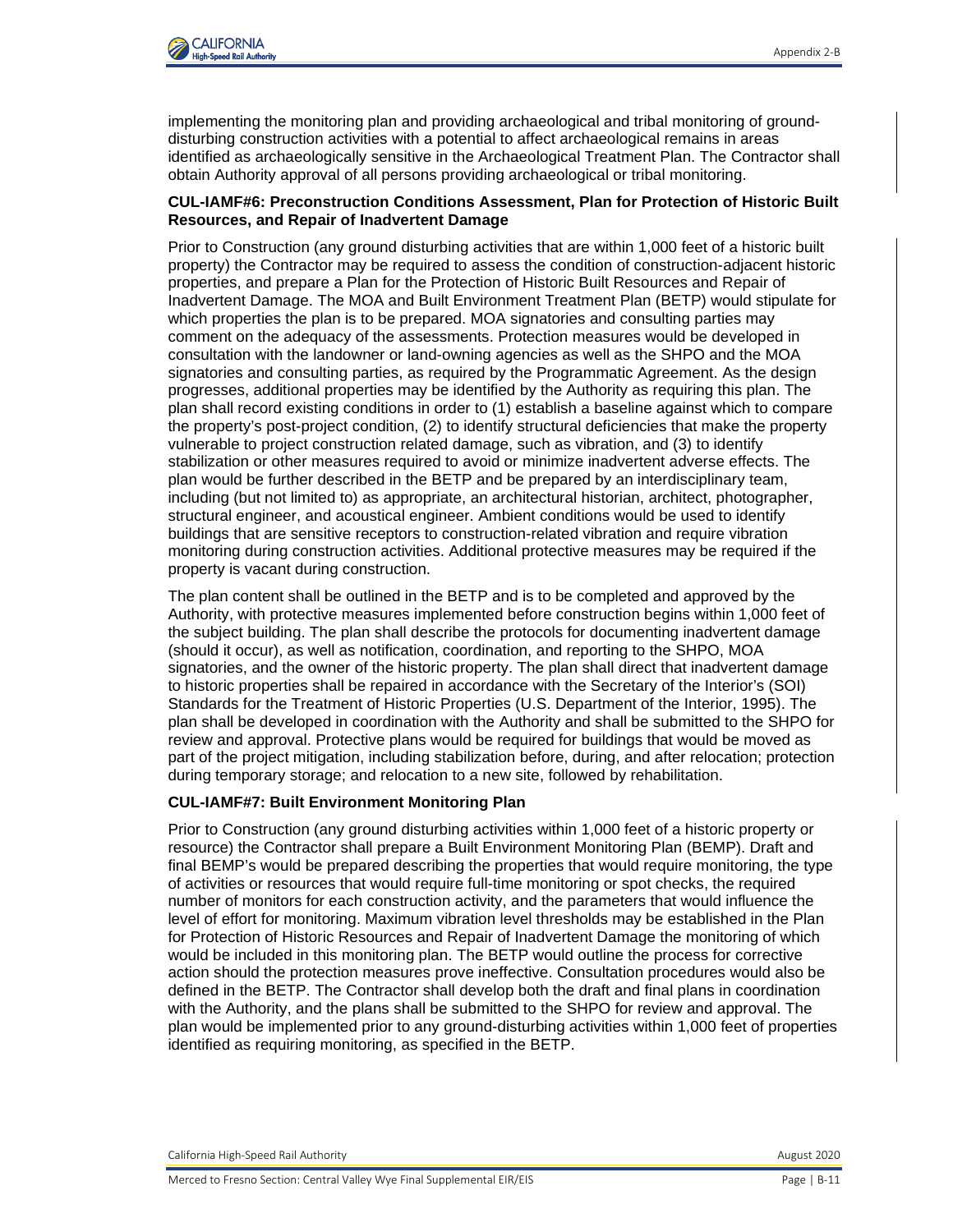implementing the monitoring plan and providing archaeological and tribal monitoring of ground-disturbing construction activities with a potential to affect archaeological remains in areas identified as archaeologically sensitive in the Archaeological Treatment Plan. The Contractor shall obtain Authority approval of all persons providing archaeological or tribal monitoring.

**CUL-IAMF#6: Preconstruction Conditions Assessment, Plan for Protection of Historic Built Resources, and Repair of Inadvertent Damage**

Prior to Construction (any ground disturbing activities that are within 1,000 feet of a historic built property) the Contractor may be required to assess the condition of construction-adjacent historic properties, and prepare a Plan for the Protection of Historic Built Resources and Repair of Inadvertent Damage. The MOA and Built Environment Treatment Plan (BETP) would stipulate for which properties the plan is to be prepared. MOA signatories and consulting parties may comment on the adequacy of the assessments. Protection measures would be developed in consultation with the landowner or land-owning agencies as well as the SHPO and the MOA signatories and consulting parties, as required by the Programmatic Agreement. As the design progresses, additional properties may be identified by the Authority as requiring this plan. The plan shall record existing conditions in order to (1) establish a baseline against which to compare the property's post-project condition, (2) to identify structural deficiencies that make the property vulnerable to project construction related damage, such as vibration, and (3) to identify stabilization or other measures required to avoid or minimize inadvertent adverse effects. The plan would be further described in the BETP and be prepared by an interdisciplinary team, including (but not limited to) as appropriate, an architectural historian, architect, photographer, structural engineer, and acoustical engineer. Ambient conditions would be used to identify buildings that are sensitive receptors to construction-related vibration and require vibration monitoring during construction activities. Additional protective measures may be required if the property is vacant during construction.

The plan content shall be outlined in the BETP and is to be completed and approved by the Authority, with protective measures implemented before construction begins within 1,000 feet of the subject building. The plan shall describe the protocols for documenting inadvertent damage (should it occur), as well as notification, coordination, and reporting to the SHPO, MOA signatories, and the owner of the historic property. The plan shall direct that inadvertent damage to historic properties shall be repaired in accordance with the Secretary of the Interior's (SOI) Standards for the Treatment of Historic Properties (U.S. Department of the Interior, 1995). The plan shall be developed in coordination with the Authority and shall be submitted to the SHPO for review and approval. Protective plans would be required for buildings that would be moved as part of the project mitigation, including stabilization before, during, and after relocation; protection during temporary storage; and relocation to a new site, followed by rehabilitation.

**CUL-IAMF#7: Built Environment Monitoring Plan**

Prior to Construction (any ground disturbing activities within 1,000 feet of a historic property or resource) the Contractor shall prepare a Built Environment Monitoring Plan (BEMP). Draft and final BEMP's would be prepared describing the properties that would require monitoring, the type of activities or resources that would require full-time monitoring or spot checks, the required number of monitors for each construction activity, and the parameters that would influence the level of effort for monitoring. Maximum vibration level thresholds may be established in the Plan for Protection of Historic Resources and Repair of Inadvertent Damage the monitoring of which would be included in this monitoring plan. The BETP would outline the process for corrective action should the protection measures prove ineffective. Consultation procedures would also be defined in the BETP. The Contractor shall develop both the draft and final plans in coordination with the Authority, and the plans shall be submitted to the SHPO for review and approval. The plan would be implemented prior to any ground-disturbing activities within 1,000 feet of properties identified as requiring monitoring, as specified in the BETP.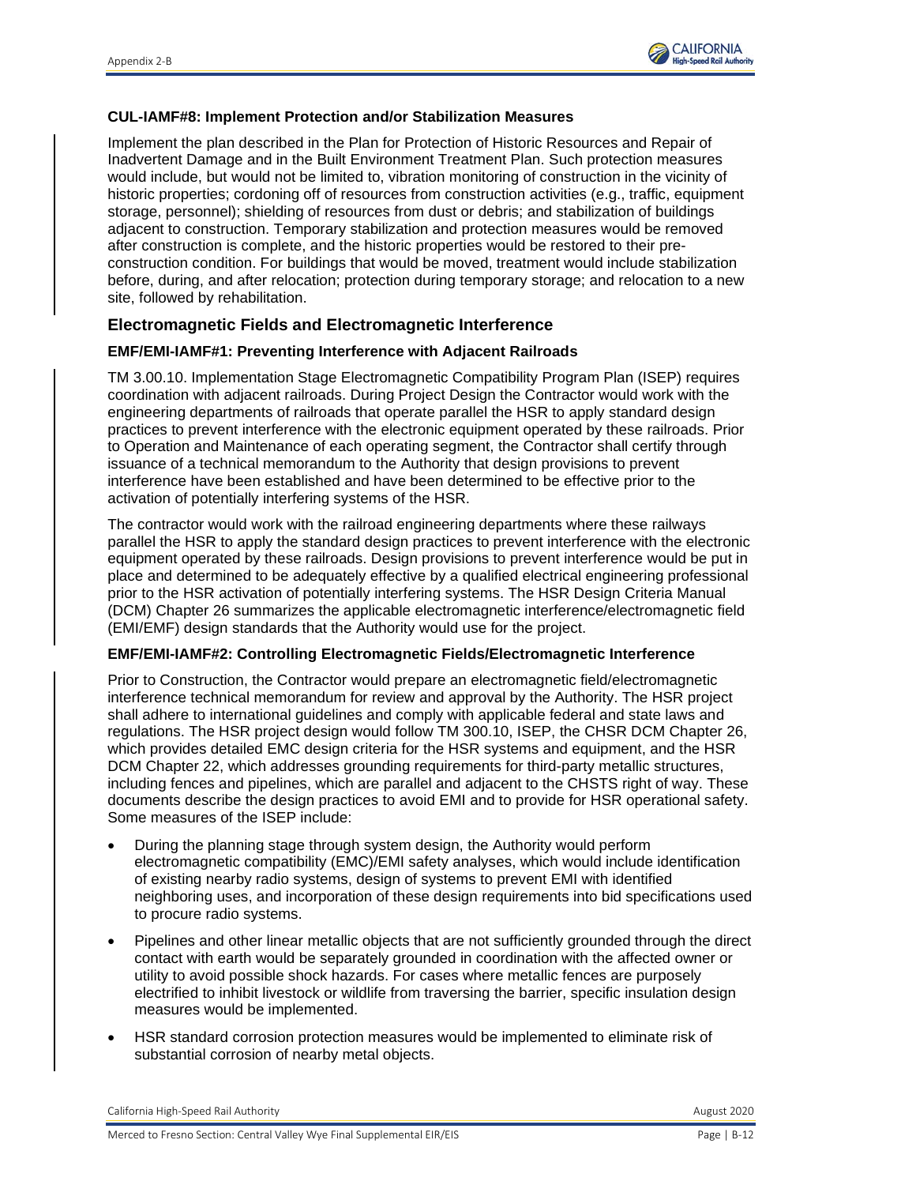### CUL-IAMF#8: Implement Protection and/or Stabilization Measures

Implement the plan described in the Plan for Protection of Historic Resources and Repair of Inadvertent Damage and in the Built Environment Treatment Plan. Such protection measures would include, but would not be limited to, vibration monitoring of construction in the vicinity of historic properties; cordoning off of resources from construction activities (e.g., traffic, equipment storage, personnel); shielding of resources from dust or debris; and stabilization of buildings adjacent to construction. Temporary stabilization and protection measures would be removed after construction is complete, and the historic properties would be restored to their pre-construction condition. For buildings that would be moved, treatment would include stabilization before, during, and after relocation; protection during temporary storage; and relocation to a new site, followed by rehabilitation.

## Electromagnetic Fields and Electromagnetic Interference

### EMF/EMI-IAMF#1: Preventing Interference with Adjacent Railroads

TM 3.00.10. Implementation Stage Electromagnetic Compatibility Program Plan (ISEP) requires coordination with adjacent railroads. During Project Design the Contractor would work with the engineering departments of railroads that operate parallel the HSR to apply standard design practices to prevent interference with the electronic equipment operated by these railroads. Prior to Operation and Maintenance of each operating segment, the Contractor shall certify through issuance of a technical memorandum to the Authority that design provisions to prevent interference have been established and have been determined to be effective prior to the activation of potentially interfering systems of the HSR.

The contractor would work with the railroad engineering departments where these railways parallel the HSR to apply the standard design practices to prevent interference with the electronic equipment operated by these railroads. Design provisions to prevent interference would be put in place and determined to be adequately effective by a qualified electrical engineering professional prior to the HSR activation of potentially interfering systems. The HSR Design Criteria Manual (DCM) Chapter 26 summarizes the applicable electromagnetic interference/electromagnetic field (EMI/EMF) design standards that the Authority would use for the project.

### EMF/EMI-IAMF#2: Controlling Electromagnetic Fields/Electromagnetic Interference

Prior to Construction, the Contractor would prepare an electromagnetic field/electromagnetic interference technical memorandum for review and approval by the Authority. The HSR project shall adhere to international guidelines and comply with applicable federal and state laws and regulations. The HSR project design would follow TM 300.10, ISEP, the CHSR DCM Chapter 26, which provides detailed EMC design criteria for the HSR systems and equipment, and the HSR DCM Chapter 22, which addresses grounding requirements for third-party metallic structures, including fences and pipelines, which are parallel and adjacent to the CHSTS right of way. These documents describe the design practices to avoid EMI and to provide for HSR operational safety. Some measures of the ISEP include:

- During the planning stage through system design, the Authority would perform electromagnetic compatibility (EMC)/EMI safety analyses, which would include identification of existing nearby radio systems, design of systems to prevent EMI with identified neighboring uses, and incorporation of these design requirements into bid specifications used to procure radio systems.
- Pipelines and other linear metallic objects that are not sufficiently grounded through the direct contact with earth would be separately grounded in coordination with the affected owner or utility to avoid possible shock hazards. For cases where metallic fences are purposely electrified to inhibit livestock or wildlife from traversing the barrier, specific insulation design measures would be implemented.
- HSR standard corrosion protection measures would be implemented to eliminate risk of substantial corrosion of nearby metal objects.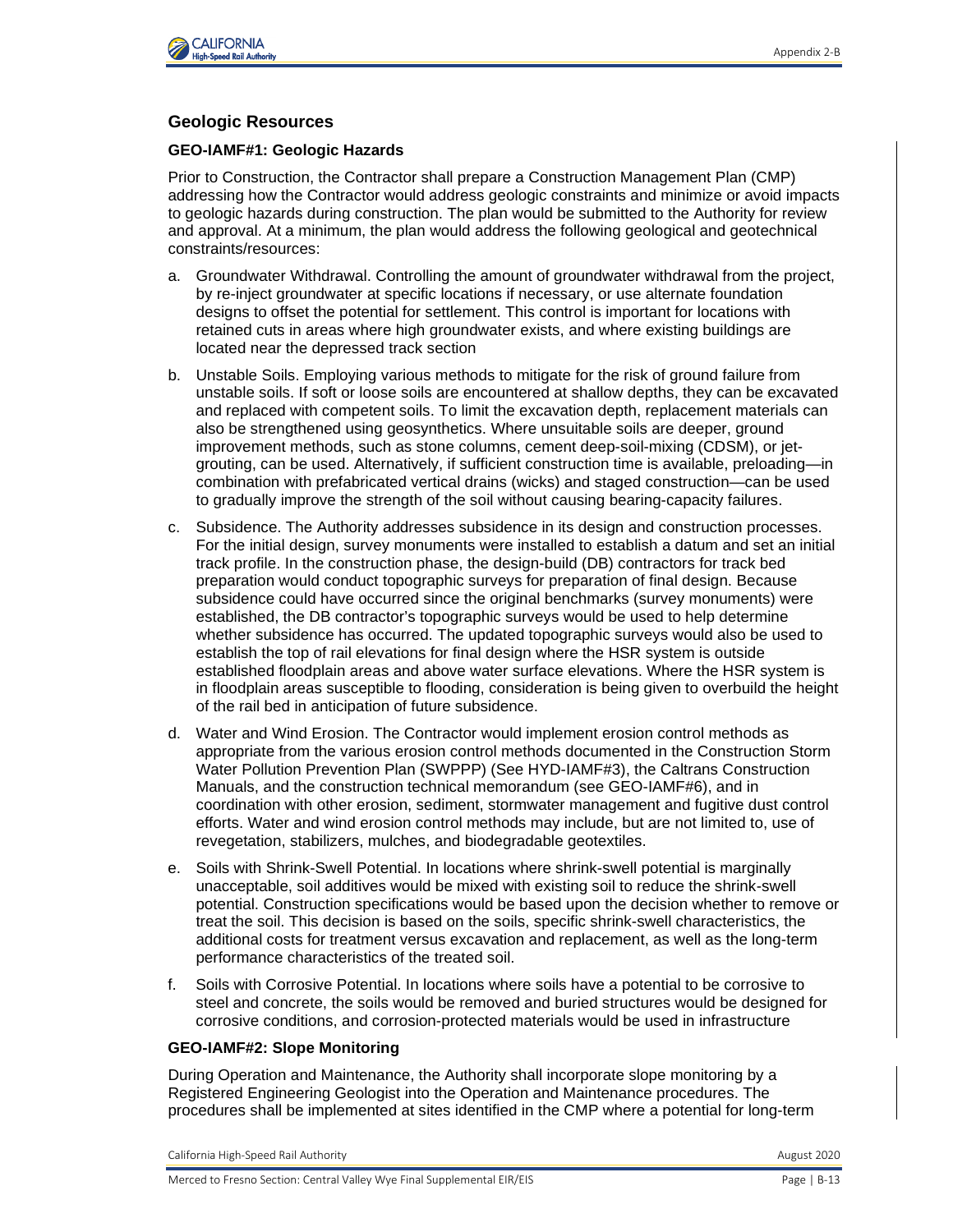## Geologic Resources

### GEO-IAMF#1: Geologic Hazards

Prior to Construction, the Contractor shall prepare a Construction Management Plan (CMP) addressing how the Contractor would address geologic constraints and minimize or avoid impacts to geologic hazards during construction. The plan would be submitted to the Authority for review and approval. At a minimum, the plan would address the following geological and geotechnical constraints/resources:

a. Groundwater Withdrawal. Controlling the amount of groundwater withdrawal from the project, by re-inject groundwater at specific locations if necessary, or use alternate foundation designs to offset the potential for settlement. This control is important for locations with retained cuts in areas where high groundwater exists, and where existing buildings are located near the depressed track section

b. Unstable Soils. Employing various methods to mitigate for the risk of ground failure from unstable soils. If soft or loose soils are encountered at shallow depths, they can be excavated and replaced with competent soils. To limit the excavation depth, replacement materials can also be strengthened using geosynthetics. Where unsuitable soils are deeper, ground improvement methods, such as stone columns, cement deep-soil-mixing (CDSM), or jet-grouting, can be used. Alternatively, if sufficient construction time is available, preloading—in combination with prefabricated vertical drains (wicks) and staged construction—can be used to gradually improve the strength of the soil without causing bearing-capacity failures.

c. Subsidence. The Authority addresses subsidence in its design and construction processes. For the initial design, survey monuments were installed to establish a datum and set an initial track profile. In the construction phase, the design-build (DB) contractors for track bed preparation would conduct topographic surveys for preparation of final design. Because subsidence could have occurred since the original benchmarks (survey monuments) were established, the DB contractor's topographic surveys would be used to help determine whether subsidence has occurred. The updated topographic surveys would also be used to establish the top of rail elevations for final design where the HSR system is outside established floodplain areas and above water surface elevations. Where the HSR system is in floodplain areas susceptible to flooding, consideration is being given to overbuild the height of the rail bed in anticipation of future subsidence.

d. Water and Wind Erosion. The Contractor would implement erosion control methods as appropriate from the various erosion control methods documented in the Construction Storm Water Pollution Prevention Plan (SWPPP) (See HYD-IAMF#3), the Caltrans Construction Manuals, and the construction technical memorandum (see GEO-IAMF#6), and in coordination with other erosion, sediment, stormwater management and fugitive dust control efforts. Water and wind erosion control methods may include, but are not limited to, use of revegetation, stabilizers, mulches, and biodegradable geotextiles.

e. Soils with Shrink-Swell Potential. In locations where shrink-swell potential is marginally unacceptable, soil additives would be mixed with existing soil to reduce the shrink-swell potential. Construction specifications would be based upon the decision whether to remove or treat the soil. This decision is based on the soils, specific shrink-swell characteristics, the additional costs for treatment versus excavation and replacement, as well as the long-term performance characteristics of the treated soil.

f. Soils with Corrosive Potential. In locations where soils have a potential to be corrosive to steel and concrete, the soils would be removed and buried structures would be designed for corrosive conditions, and corrosion-protected materials would be used in infrastructure

### GEO-IAMF#2: Slope Monitoring

During Operation and Maintenance, the Authority shall incorporate slope monitoring by a Registered Engineering Geologist into the Operation and Maintenance procedures. The procedures shall be implemented at sites identified in the CMP where a potential for long-term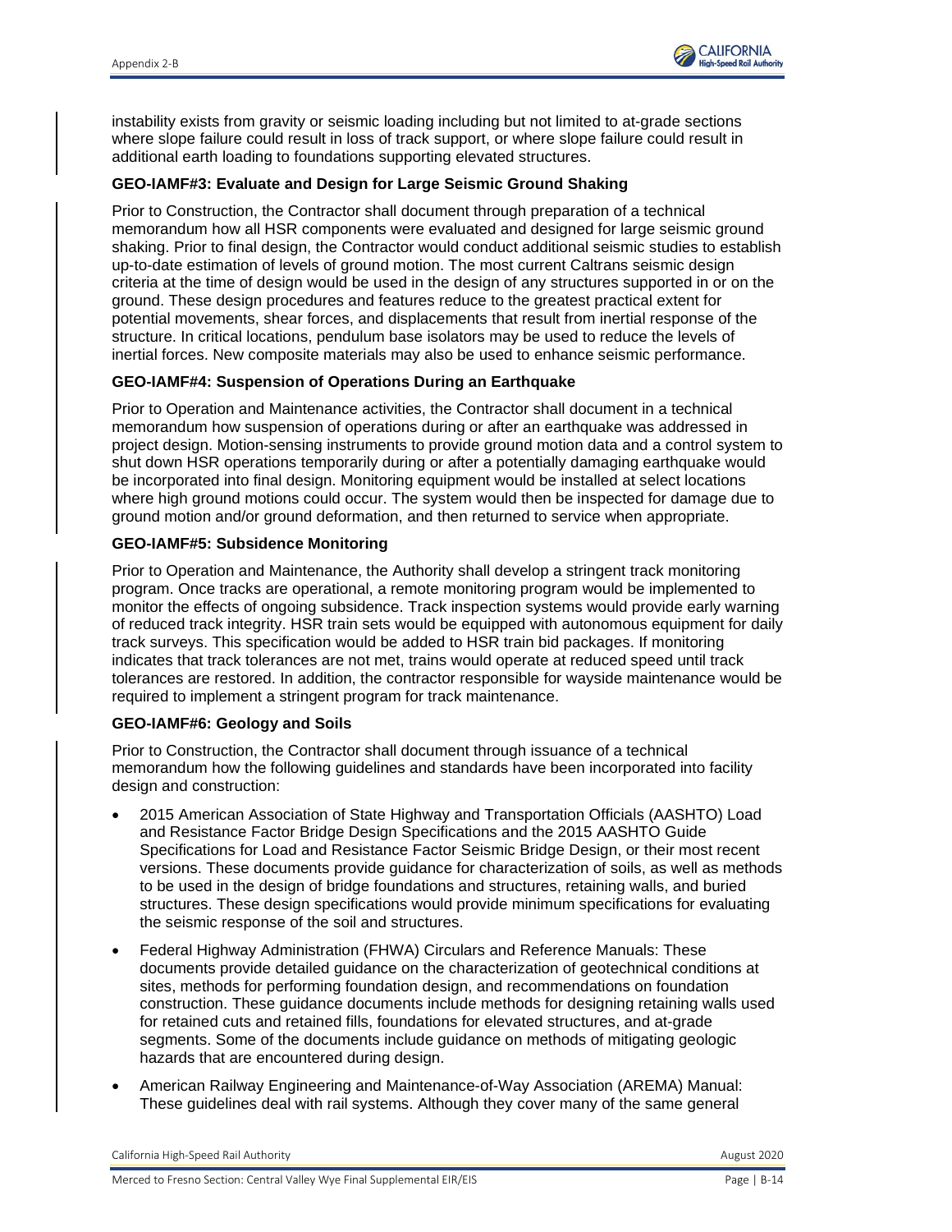instability exists from gravity or seismic loading including but not limited to at-grade sections where slope failure could result in loss of track support, or where slope failure could result in additional earth loading to foundations supporting elevated structures.

**GEO-IAMF#3: Evaluate and Design for Large Seismic Ground Shaking**

Prior to Construction, the Contractor shall document through preparation of a technical memorandum how all HSR components were evaluated and designed for large seismic ground shaking. Prior to final design, the Contractor would conduct additional seismic studies to establish up-to-date estimation of levels of ground motion. The most current Caltrans seismic design criteria at the time of design would be used in the design of any structures supported in or on the ground. These design procedures and features reduce to the greatest practical extent for potential movements, shear forces, and displacements that result from inertial response of the structure. In critical locations, pendulum base isolators may be used to reduce the levels of inertial forces. New composite materials may also be used to enhance seismic performance.

**GEO-IAMF#4: Suspension of Operations During an Earthquake**

Prior to Operation and Maintenance activities, the Contractor shall document in a technical memorandum how suspension of operations during or after an earthquake was addressed in project design. Motion-sensing instruments to provide ground motion data and a control system to shut down HSR operations temporarily during or after a potentially damaging earthquake would be incorporated into final design. Monitoring equipment would be installed at select locations where high ground motions could occur. The system would then be inspected for damage due to ground motion and/or ground deformation, and then returned to service when appropriate.

**GEO-IAMF#5: Subsidence Monitoring**

Prior to Operation and Maintenance, the Authority shall develop a stringent track monitoring program. Once tracks are operational, a remote monitoring program would be implemented to monitor the effects of ongoing subsidence. Track inspection systems would provide early warning of reduced track integrity. HSR train sets would be equipped with autonomous equipment for daily track surveys. This specification would be added to HSR train bid packages. If monitoring indicates that track tolerances are not met, trains would operate at reduced speed until track tolerances are restored. In addition, the contractor responsible for wayside maintenance would be required to implement a stringent program for track maintenance.

**GEO-IAMF#6: Geology and Soils**

Prior to Construction, the Contractor shall document through issuance of a technical memorandum how the following guidelines and standards have been incorporated into facility design and construction:

- 2015 American Association of State Highway and Transportation Officials (AASHTO) Load and Resistance Factor Bridge Design Specifications and the 2015 AASHTO Guide Specifications for Load and Resistance Factor Seismic Bridge Design, or their most recent versions. These documents provide guidance for characterization of soils, as well as methods to be used in the design of bridge foundations and structures, retaining walls, and buried structures. These design specifications would provide minimum specifications for evaluating the seismic response of the soil and structures.
- Federal Highway Administration (FHWA) Circulars and Reference Manuals: These documents provide detailed guidance on the characterization of geotechnical conditions at sites, methods for performing foundation design, and recommendations on foundation construction. These guidance documents include methods for designing retaining walls used for retained cuts and retained fills, foundations for elevated structures, and at-grade segments. Some of the documents include guidance on methods of mitigating geologic hazards that are encountered during design.
- American Railway Engineering and Maintenance-of-Way Association (AREMA) Manual: These guidelines deal with rail systems. Although they cover many of the same general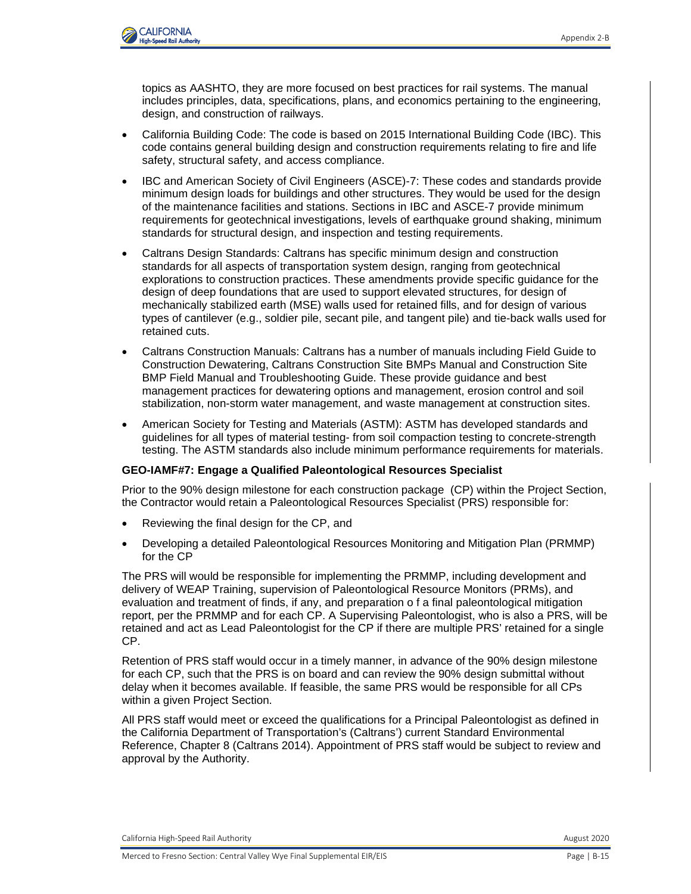topics as AASHTO, they are more focused on best practices for rail systems. The manual includes principles, data, specifications, plans, and economics pertaining to the engineering, design, and construction of railways.

- California Building Code: The code is based on 2015 International Building Code (IBC). This code contains general building design and construction requirements relating to fire and life safety, structural safety, and access compliance.
- IBC and American Society of Civil Engineers (ASCE)-7: These codes and standards provide minimum design loads for buildings and other structures. They would be used for the design of the maintenance facilities and stations. Sections in IBC and ASCE-7 provide minimum requirements for geotechnical investigations, levels of earthquake ground shaking, minimum standards for structural design, and inspection and testing requirements.
- Caltrans Design Standards: Caltrans has specific minimum design and construction standards for all aspects of transportation system design, ranging from geotechnical explorations to construction practices. These amendments provide specific guidance for the design of deep foundations that are used to support elevated structures, for design of mechanically stabilized earth (MSE) walls used for retained fills, and for design of various types of cantilever (e.g., soldier pile, secant pile, and tangent pile) and tie-back walls used for retained cuts.
- Caltrans Construction Manuals: Caltrans has a number of manuals including Field Guide to Construction Dewatering, Caltrans Construction Site BMPs Manual and Construction Site BMP Field Manual and Troubleshooting Guide. These provide guidance and best management practices for dewatering options and management, erosion control and soil stabilization, non-storm water management, and waste management at construction sites.
- American Society for Testing and Materials (ASTM): ASTM has developed standards and guidelines for all types of material testing- from soil compaction testing to concrete-strength testing. The ASTM standards also include minimum performance requirements for materials.

**GEO-IAMF#7: Engage a Qualified Paleontological Resources Specialist**

Prior to the 90% design milestone for each construction package (CP) within the Project Section, the Contractor would retain a Paleontological Resources Specialist (PRS) responsible for:

- Reviewing the final design for the CP, and
- Developing a detailed Paleontological Resources Monitoring and Mitigation Plan (PRMMP) for the CP

The PRS will would be responsible for implementing the PRMMP, including development and delivery of WEAP Training, supervision of Paleontological Resource Monitors (PRMs), and evaluation and treatment of finds, if any, and preparation o f a final paleontological mitigation report, per the PRMMP and for each CP. A Supervising Paleontologist, who is also a PRS, will be retained and act as Lead Paleontologist for the CP if there are multiple PRS' retained for a single CP.

Retention of PRS staff would occur in a timely manner, in advance of the 90% design milestone for each CP, such that the PRS is on board and can review the 90% design submittal without delay when it becomes available. If feasible, the same PRS would be responsible for all CPs within a given Project Section.

All PRS staff would meet or exceed the qualifications for a Principal Paleontologist as defined in the California Department of Transportation's (Caltrans') current Standard Environmental Reference, Chapter 8 (Caltrans 2014). Appointment of PRS staff would be subject to review and approval by the Authority.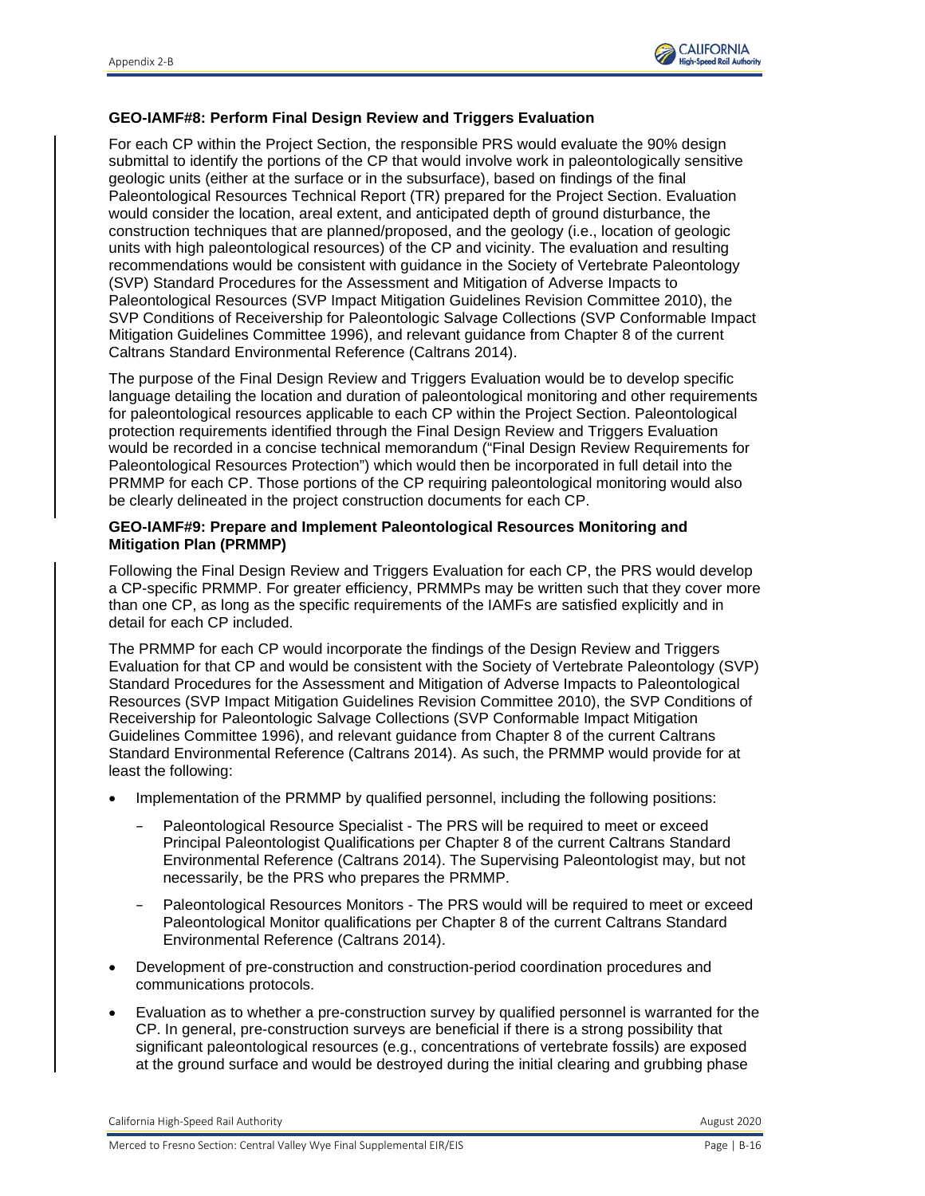**GEO-IAMF#8: Perform Final Design Review and Triggers Evaluation**

For each CP within the Project Section, the responsible PRS would evaluate the 90% design submittal to identify the portions of the CP that would involve work in paleontologically sensitive geologic units (either at the surface or in the subsurface), based on findings of the final Paleontological Resources Technical Report (TR) prepared for the Project Section. Evaluation would consider the location, areal extent, and anticipated depth of ground disturbance, the construction techniques that are planned/proposed, and the geology (i.e., location of geologic units with high paleontological resources) of the CP and vicinity. The evaluation and resulting recommendations would be consistent with guidance in the Society of Vertebrate Paleontology (SVP) Standard Procedures for the Assessment and Mitigation of Adverse Impacts to Paleontological Resources (SVP Impact Mitigation Guidelines Revision Committee 2010), the SVP Conditions of Receivership for Paleontologic Salvage Collections (SVP Conformable Impact Mitigation Guidelines Committee 1996), and relevant guidance from Chapter 8 of the current Caltrans Standard Environmental Reference (Caltrans 2014).

The purpose of the Final Design Review and Triggers Evaluation would be to develop specific language detailing the location and duration of paleontological monitoring and other requirements for paleontological resources applicable to each CP within the Project Section. Paleontological protection requirements identified through the Final Design Review and Triggers Evaluation would be recorded in a concise technical memorandum ("Final Design Review Requirements for Paleontological Resources Protection") which would then be incorporated in full detail into the PRMMP for each CP. Those portions of the CP requiring paleontological monitoring would also be clearly delineated in the project construction documents for each CP.

**GEO-IAMF#9: Prepare and Implement Paleontological Resources Monitoring and Mitigation Plan (PRMMP)**

Following the Final Design Review and Triggers Evaluation for each CP, the PRS would develop a CP-specific PRMMP. For greater efficiency, PRMMPs may be written such that they cover more than one CP, as long as the specific requirements of the IAMFs are satisfied explicitly and in detail for each CP included.

The PRMMP for each CP would incorporate the findings of the Design Review and Triggers Evaluation for that CP and would be consistent with the Society of Vertebrate Paleontology (SVP) Standard Procedures for the Assessment and Mitigation of Adverse Impacts to Paleontological Resources (SVP Impact Mitigation Guidelines Revision Committee 2010), the SVP Conditions of Receivership for Paleontologic Salvage Collections (SVP Conformable Impact Mitigation Guidelines Committee 1996), and relevant guidance from Chapter 8 of the current Caltrans Standard Environmental Reference (Caltrans 2014). As such, the PRMMP would provide for at least the following:

- Implementation of the PRMMP by qualified personnel, including the following positions:
  - Paleontological Resource Specialist - The PRS will be required to meet or exceed Principal Paleontologist Qualifications per Chapter 8 of the current Caltrans Standard Environmental Reference (Caltrans 2014). The Supervising Paleontologist may, but not necessarily, be the PRS who prepares the PRMMP.
  - Paleontological Resources Monitors - The PRS would will be required to meet or exceed Paleontological Monitor qualifications per Chapter 8 of the current Caltrans Standard Environmental Reference (Caltrans 2014).
- Development of pre-construction and construction-period coordination procedures and communications protocols.
- Evaluation as to whether a pre-construction survey by qualified personnel is warranted for the CP. In general, pre-construction surveys are beneficial if there is a strong possibility that significant paleontological resources (e.g., concentrations of vertebrate fossils) are exposed at the ground surface and would be destroyed during the initial clearing and grubbing phase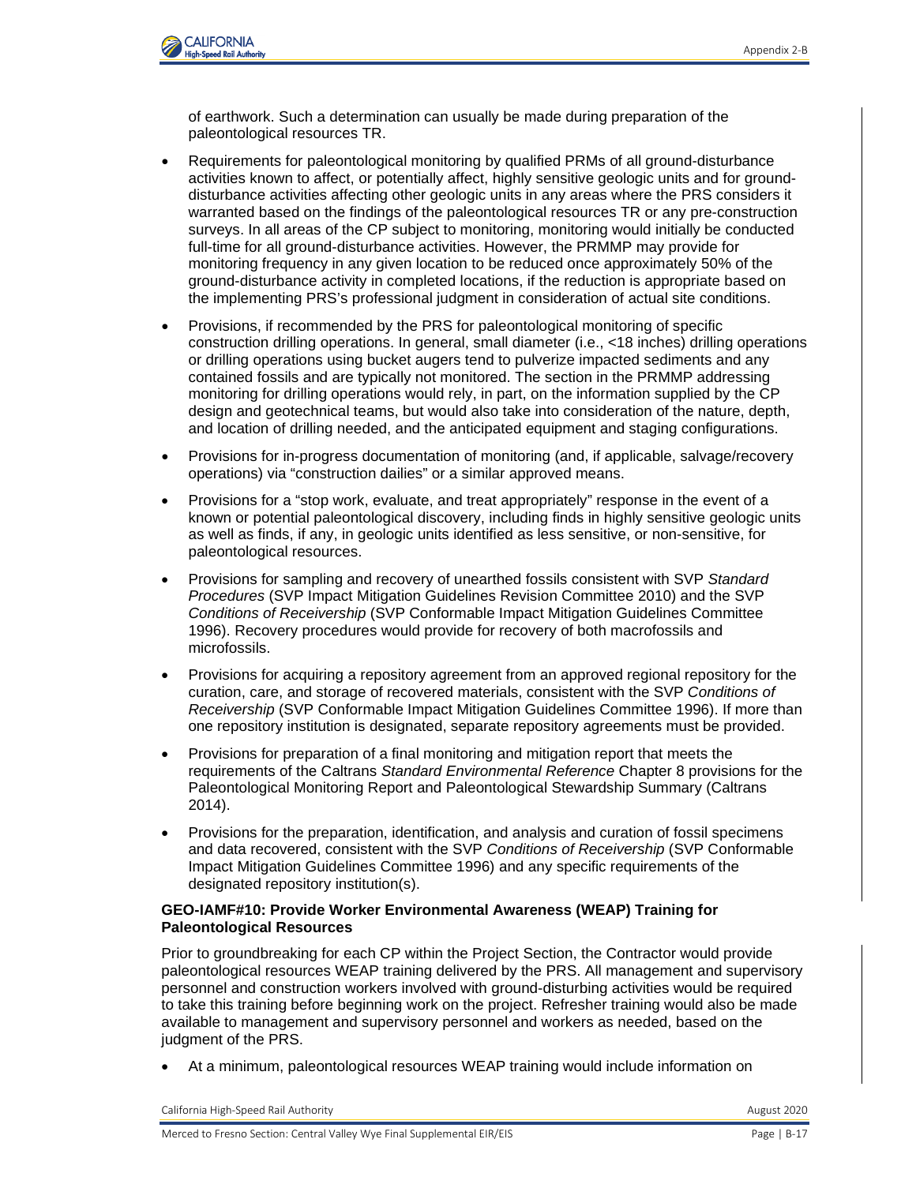of earthwork. Such a determination can usually be made during preparation of the paleontological resources TR.

- Requirements for paleontological monitoring by qualified PRMs of all ground-disturbance activities known to affect, or potentially affect, highly sensitive geologic units and for ground-disturbance activities affecting other geologic units in any areas where the PRS considers it warranted based on the findings of the paleontological resources TR or any pre-construction surveys. In all areas of the CP subject to monitoring, monitoring would initially be conducted full-time for all ground-disturbance activities. However, the PRMMP may provide for monitoring frequency in any given location to be reduced once approximately 50% of the ground-disturbance activity in completed locations, if the reduction is appropriate based on the implementing PRS's professional judgment in consideration of actual site conditions.
- Provisions, if recommended by the PRS for paleontological monitoring of specific construction drilling operations. In general, small diameter (i.e., <18 inches) drilling operations or drilling operations using bucket augers tend to pulverize impacted sediments and any contained fossils and are typically not monitored. The section in the PRMMP addressing monitoring for drilling operations would rely, in part, on the information supplied by the CP design and geotechnical teams, but would also take into consideration of the nature, depth, and location of drilling needed, and the anticipated equipment and staging configurations.
- Provisions for in-progress documentation of monitoring (and, if applicable, salvage/recovery operations) via "construction dailies" or a similar approved means.
- Provisions for a "stop work, evaluate, and treat appropriately" response in the event of a known or potential paleontological discovery, including finds in highly sensitive geologic units as well as finds, if any, in geologic units identified as less sensitive, or non-sensitive, for paleontological resources.
- Provisions for sampling and recovery of unearthed fossils consistent with SVP *Standard Procedures* (SVP Impact Mitigation Guidelines Revision Committee 2010) and the SVP *Conditions of Receivership* (SVP Conformable Impact Mitigation Guidelines Committee 1996). Recovery procedures would provide for recovery of both macrofossils and microfossils.
- Provisions for acquiring a repository agreement from an approved regional repository for the curation, care, and storage of recovered materials, consistent with the SVP *Conditions of Receivership* (SVP Conformable Impact Mitigation Guidelines Committee 1996). If more than one repository institution is designated, separate repository agreements must be provided.
- Provisions for preparation of a final monitoring and mitigation report that meets the requirements of the Caltrans *Standard Environmental Reference* Chapter 8 provisions for the Paleontological Monitoring Report and Paleontological Stewardship Summary (Caltrans 2014).
- Provisions for the preparation, identification, and analysis and curation of fossil specimens and data recovered, consistent with the SVP *Conditions of Receivership* (SVP Conformable Impact Mitigation Guidelines Committee 1996) and any specific requirements of the designated repository institution(s).

**GEO-IAMF#10: Provide Worker Environmental Awareness (WEAP) Training for Paleontological Resources**

Prior to groundbreaking for each CP within the Project Section, the Contractor would provide paleontological resources WEAP training delivered by the PRS. All management and supervisory personnel and construction workers involved with ground-disturbing activities would be required to take this training before beginning work on the project. Refresher training would also be made available to management and supervisory personnel and workers as needed, based on the judgment of the PRS.

- At a minimum, paleontological resources WEAP training would include information on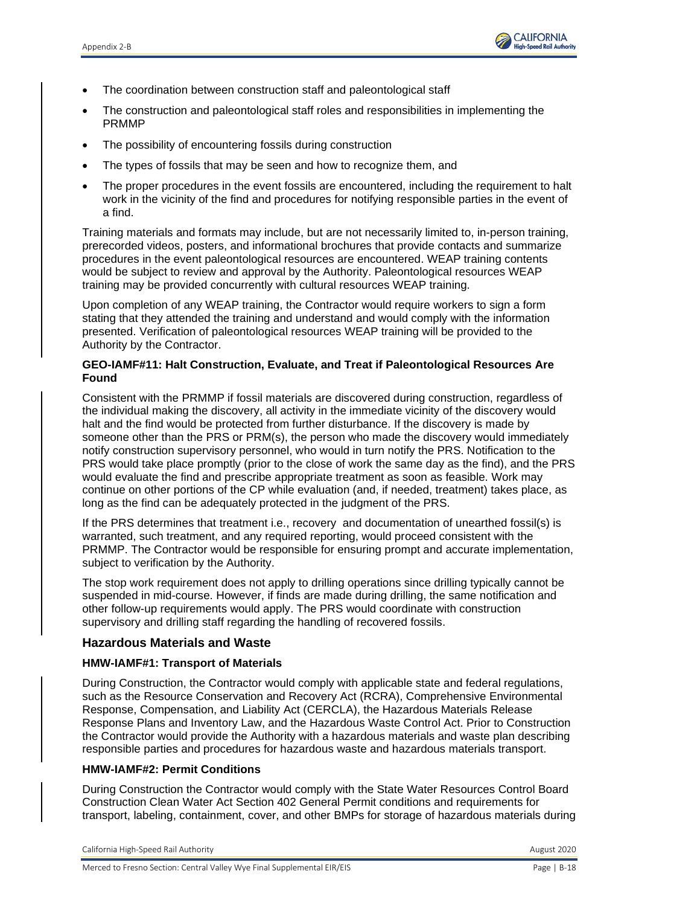- The coordination between construction staff and paleontological staff
- The construction and paleontological staff roles and responsibilities in implementing the PRMMP
- The possibility of encountering fossils during construction
- The types of fossils that may be seen and how to recognize them, and
- The proper procedures in the event fossils are encountered, including the requirement to halt work in the vicinity of the find and procedures for notifying responsible parties in the event of a find.

Training materials and formats may include, but are not necessarily limited to, in-person training, prerecorded videos, posters, and informational brochures that provide contacts and summarize procedures in the event paleontological resources are encountered. WEAP training contents would be subject to review and approval by the Authority. Paleontological resources WEAP training may be provided concurrently with cultural resources WEAP training.

Upon completion of any WEAP training, the Contractor would require workers to sign a form stating that they attended the training and understand and would comply with the information presented. Verification of paleontological resources WEAP training will be provided to the Authority by the Contractor.

**GEO-IAMF#11: Halt Construction, Evaluate, and Treat if Paleontological Resources Are Found**

Consistent with the PRMMP if fossil materials are discovered during construction, regardless of the individual making the discovery, all activity in the immediate vicinity of the discovery would halt and the find would be protected from further disturbance. If the discovery is made by someone other than the PRS or PRM(s), the person who made the discovery would immediately notify construction supervisory personnel, who would in turn notify the PRS. Notification to the PRS would take place promptly (prior to the close of work the same day as the find), and the PRS would evaluate the find and prescribe appropriate treatment as soon as feasible. Work may continue on other portions of the CP while evaluation (and, if needed, treatment) takes place, as long as the find can be adequately protected in the judgment of the PRS.

If the PRS determines that treatment i.e., recovery and documentation of unearthed fossil(s) is warranted, such treatment, and any required reporting, would proceed consistent with the PRMMP. The Contractor would be responsible for ensuring prompt and accurate implementation, subject to verification by the Authority.

The stop work requirement does not apply to drilling operations since drilling typically cannot be suspended in mid-course. However, if finds are made during drilling, the same notification and other follow-up requirements would apply. The PRS would coordinate with construction supervisory and drilling staff regarding the handling of recovered fossils.

### Hazardous Materials and Waste

**HMW-IAMF#1: Transport of Materials**

During Construction, the Contractor would comply with applicable state and federal regulations, such as the Resource Conservation and Recovery Act (RCRA), Comprehensive Environmental Response, Compensation, and Liability Act (CERCLA), the Hazardous Materials Release Response Plans and Inventory Law, and the Hazardous Waste Control Act. Prior to Construction the Contractor would provide the Authority with a hazardous materials and waste plan describing responsible parties and procedures for hazardous waste and hazardous materials transport.

**HMW-IAMF#2: Permit Conditions**

During Construction the Contractor would comply with the State Water Resources Control Board Construction Clean Water Act Section 402 General Permit conditions and requirements for transport, labeling, containment, cover, and other BMPs for storage of hazardous materials during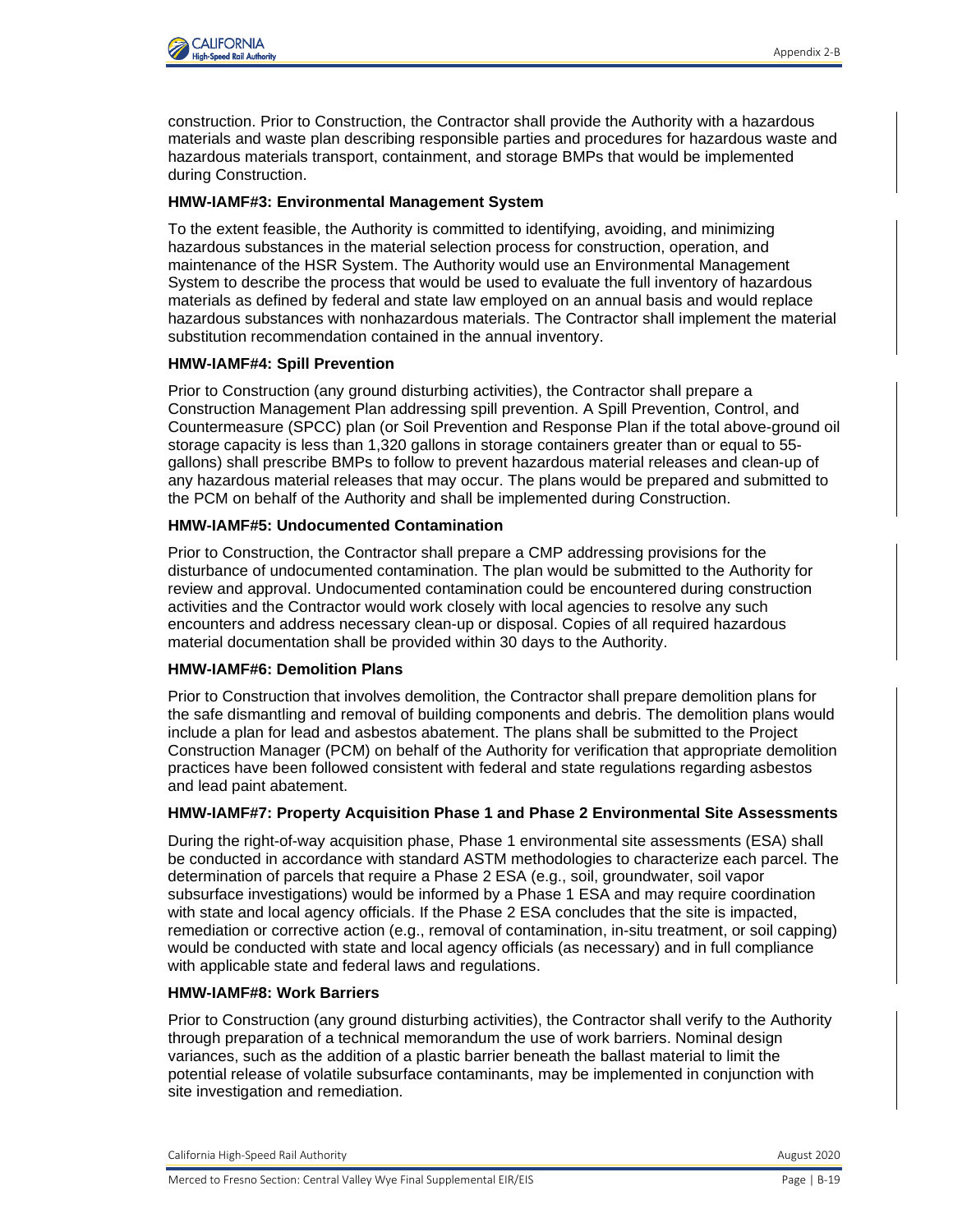construction. Prior to Construction, the Contractor shall provide the Authority with a hazardous materials and waste plan describing responsible parties and procedures for hazardous waste and hazardous materials transport, containment, and storage BMPs that would be implemented during Construction.

**HMW-IAMF#3: Environmental Management System**

To the extent feasible, the Authority is committed to identifying, avoiding, and minimizing hazardous substances in the material selection process for construction, operation, and maintenance of the HSR System. The Authority would use an Environmental Management System to describe the process that would be used to evaluate the full inventory of hazardous materials as defined by federal and state law employed on an annual basis and would replace hazardous substances with nonhazardous materials. The Contractor shall implement the material substitution recommendation contained in the annual inventory.

**HMW-IAMF#4: Spill Prevention**

Prior to Construction (any ground disturbing activities), the Contractor shall prepare a Construction Management Plan addressing spill prevention. A Spill Prevention, Control, and Countermeasure (SPCC) plan (or Soil Prevention and Response Plan if the total above-ground oil storage capacity is less than 1,320 gallons in storage containers greater than or equal to 55-gallons) shall prescribe BMPs to follow to prevent hazardous material releases and clean-up of any hazardous material releases that may occur. The plans would be prepared and submitted to the PCM on behalf of the Authority and shall be implemented during Construction.

**HMW-IAMF#5: Undocumented Contamination**

Prior to Construction, the Contractor shall prepare a CMP addressing provisions for the disturbance of undocumented contamination. The plan would be submitted to the Authority for review and approval. Undocumented contamination could be encountered during construction activities and the Contractor would work closely with local agencies to resolve any such encounters and address necessary clean-up or disposal. Copies of all required hazardous material documentation shall be provided within 30 days to the Authority.

**HMW-IAMF#6: Demolition Plans**

Prior to Construction that involves demolition, the Contractor shall prepare demolition plans for the safe dismantling and removal of building components and debris. The demolition plans would include a plan for lead and asbestos abatement. The plans shall be submitted to the Project Construction Manager (PCM) on behalf of the Authority for verification that appropriate demolition practices have been followed consistent with federal and state regulations regarding asbestos and lead paint abatement.

**HMW-IAMF#7: Property Acquisition Phase 1 and Phase 2 Environmental Site Assessments**

During the right-of-way acquisition phase, Phase 1 environmental site assessments (ESA) shall be conducted in accordance with standard ASTM methodologies to characterize each parcel. The determination of parcels that require a Phase 2 ESA (e.g., soil, groundwater, soil vapor subsurface investigations) would be informed by a Phase 1 ESA and may require coordination with state and local agency officials. If the Phase 2 ESA concludes that the site is impacted, remediation or corrective action (e.g., removal of contamination, in-situ treatment, or soil capping) would be conducted with state and local agency officials (as necessary) and in full compliance with applicable state and federal laws and regulations.

**HMW-IAMF#8: Work Barriers**

Prior to Construction (any ground disturbing activities), the Contractor shall verify to the Authority through preparation of a technical memorandum the use of work barriers. Nominal design variances, such as the addition of a plastic barrier beneath the ballast material to limit the potential release of volatile subsurface contaminants, may be implemented in conjunction with site investigation and remediation.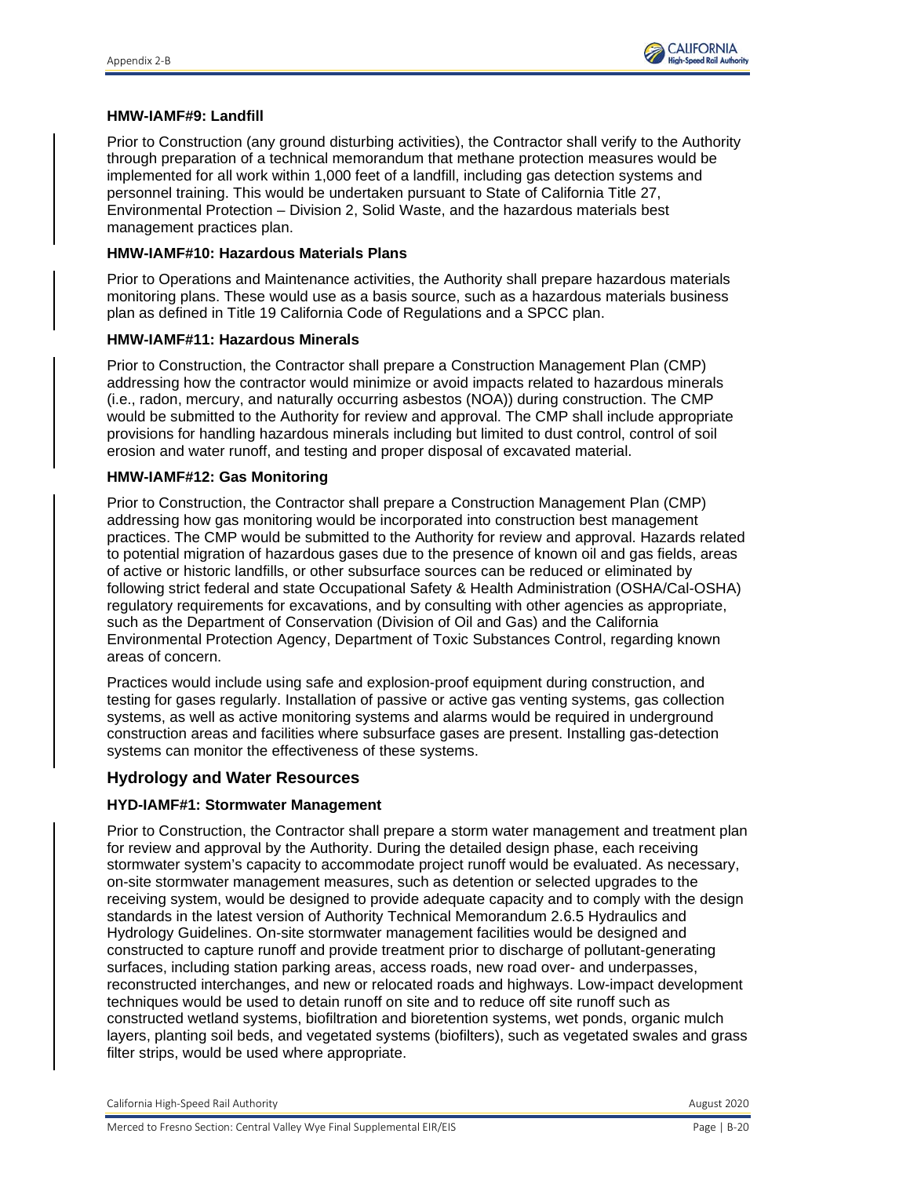#### HMW-IAMF#9: Landfill

Prior to Construction (any ground disturbing activities), the Contractor shall verify to the Authority through preparation of a technical memorandum that methane protection measures would be implemented for all work within 1,000 feet of a landfill, including gas detection systems and personnel training. This would be undertaken pursuant to State of California Title 27, Environmental Protection – Division 2, Solid Waste, and the hazardous materials best management practices plan.

#### HMW-IAMF#10: Hazardous Materials Plans

Prior to Operations and Maintenance activities, the Authority shall prepare hazardous materials monitoring plans. These would use as a basis source, such as a hazardous materials business plan as defined in Title 19 California Code of Regulations and a SPCC plan.

#### HMW-IAMF#11: Hazardous Minerals

Prior to Construction, the Contractor shall prepare a Construction Management Plan (CMP) addressing how the contractor would minimize or avoid impacts related to hazardous minerals (i.e., radon, mercury, and naturally occurring asbestos (NOA)) during construction. The CMP would be submitted to the Authority for review and approval. The CMP shall include appropriate provisions for handling hazardous minerals including but limited to dust control, control of soil erosion and water runoff, and testing and proper disposal of excavated material.

#### HMW-IAMF#12: Gas Monitoring

Prior to Construction, the Contractor shall prepare a Construction Management Plan (CMP) addressing how gas monitoring would be incorporated into construction best management practices. The CMP would be submitted to the Authority for review and approval. Hazards related to potential migration of hazardous gases due to the presence of known oil and gas fields, areas of active or historic landfills, or other subsurface sources can be reduced or eliminated by following strict federal and state Occupational Safety & Health Administration (OSHA/Cal-OSHA) regulatory requirements for excavations, and by consulting with other agencies as appropriate, such as the Department of Conservation (Division of Oil and Gas) and the California Environmental Protection Agency, Department of Toxic Substances Control, regarding known areas of concern.

Practices would include using safe and explosion-proof equipment during construction, and testing for gases regularly. Installation of passive or active gas venting systems, gas collection systems, as well as active monitoring systems and alarms would be required in underground construction areas and facilities where subsurface gases are present. Installing gas-detection systems can monitor the effectiveness of these systems.

### Hydrology and Water Resources

#### HYD-IAMF#1: Stormwater Management

Prior to Construction, the Contractor shall prepare a storm water management and treatment plan for review and approval by the Authority. During the detailed design phase, each receiving stormwater system's capacity to accommodate project runoff would be evaluated. As necessary, on-site stormwater management measures, such as detention or selected upgrades to the receiving system, would be designed to provide adequate capacity and to comply with the design standards in the latest version of Authority Technical Memorandum 2.6.5 Hydraulics and Hydrology Guidelines. On-site stormwater management facilities would be designed and constructed to capture runoff and provide treatment prior to discharge of pollutant-generating surfaces, including station parking areas, access roads, new road over- and underpasses, reconstructed interchanges, and new or relocated roads and highways. Low-impact development techniques would be used to detain runoff on site and to reduce off site runoff such as constructed wetland systems, biofiltration and bioretention systems, wet ponds, organic mulch layers, planting soil beds, and vegetated systems (biofilters), such as vegetated swales and grass filter strips, would be used where appropriate.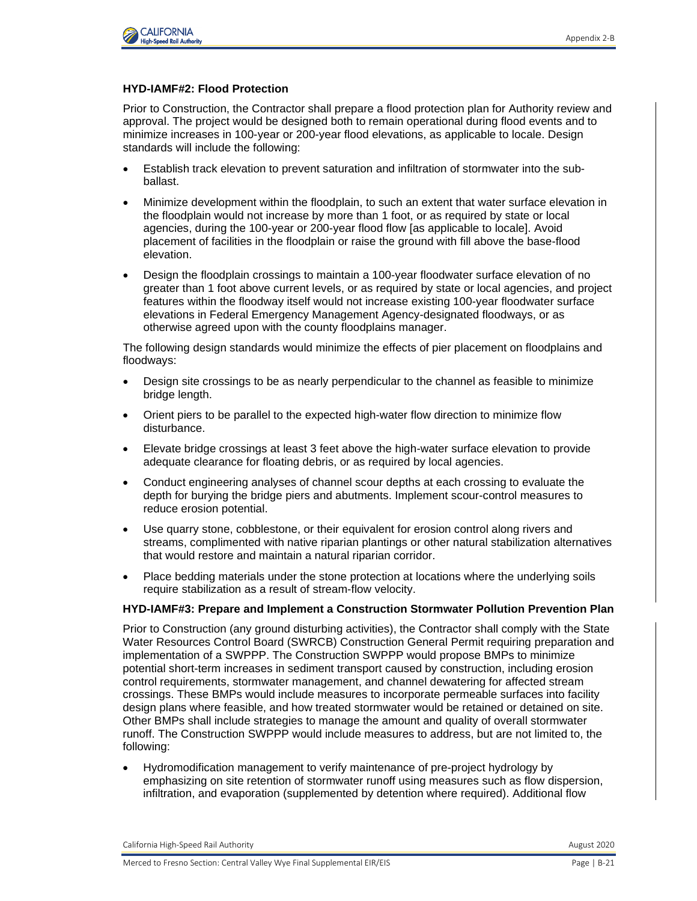**HYD-IAMF#2: Flood Protection**

Prior to Construction, the Contractor shall prepare a flood protection plan for Authority review and approval. The project would be designed both to remain operational during flood events and to minimize increases in 100-year or 200-year flood elevations, as applicable to locale. Design standards will include the following:

- Establish track elevation to prevent saturation and infiltration of stormwater into the sub-ballast.
- Minimize development within the floodplain, to such an extent that water surface elevation in the floodplain would not increase by more than 1 foot, or as required by state or local agencies, during the 100-year or 200-year flood flow [as applicable to locale]. Avoid placement of facilities in the floodplain or raise the ground with fill above the base-flood elevation.
- Design the floodplain crossings to maintain a 100-year floodwater surface elevation of no greater than 1 foot above current levels, or as required by state or local agencies, and project features within the floodway itself would not increase existing 100-year floodwater surface elevations in Federal Emergency Management Agency-designated floodways, or as otherwise agreed upon with the county floodplains manager.

The following design standards would minimize the effects of pier placement on floodplains and floodways:

- Design site crossings to be as nearly perpendicular to the channel as feasible to minimize bridge length.
- Orient piers to be parallel to the expected high-water flow direction to minimize flow disturbance.
- Elevate bridge crossings at least 3 feet above the high-water surface elevation to provide adequate clearance for floating debris, or as required by local agencies.
- Conduct engineering analyses of channel scour depths at each crossing to evaluate the depth for burying the bridge piers and abutments. Implement scour-control measures to reduce erosion potential.
- Use quarry stone, cobblestone, or their equivalent for erosion control along rivers and streams, complimented with native riparian plantings or other natural stabilization alternatives that would restore and maintain a natural riparian corridor.
- Place bedding materials under the stone protection at locations where the underlying soils require stabilization as a result of stream-flow velocity.

**HYD-IAMF#3: Prepare and Implement a Construction Stormwater Pollution Prevention Plan**

Prior to Construction (any ground disturbing activities), the Contractor shall comply with the State Water Resources Control Board (SWRCB) Construction General Permit requiring preparation and implementation of a SWPPP. The Construction SWPPP would propose BMPs to minimize potential short-term increases in sediment transport caused by construction, including erosion control requirements, stormwater management, and channel dewatering for affected stream crossings. These BMPs would include measures to incorporate permeable surfaces into facility design plans where feasible, and how treated stormwater would be retained or detained on site. Other BMPs shall include strategies to manage the amount and quality of overall stormwater runoff. The Construction SWPPP would include measures to address, but are not limited to, the following:

- Hydromodification management to verify maintenance of pre-project hydrology by emphasizing on site retention of stormwater runoff using measures such as flow dispersion, infiltration, and evaporation (supplemented by detention where required). Additional flow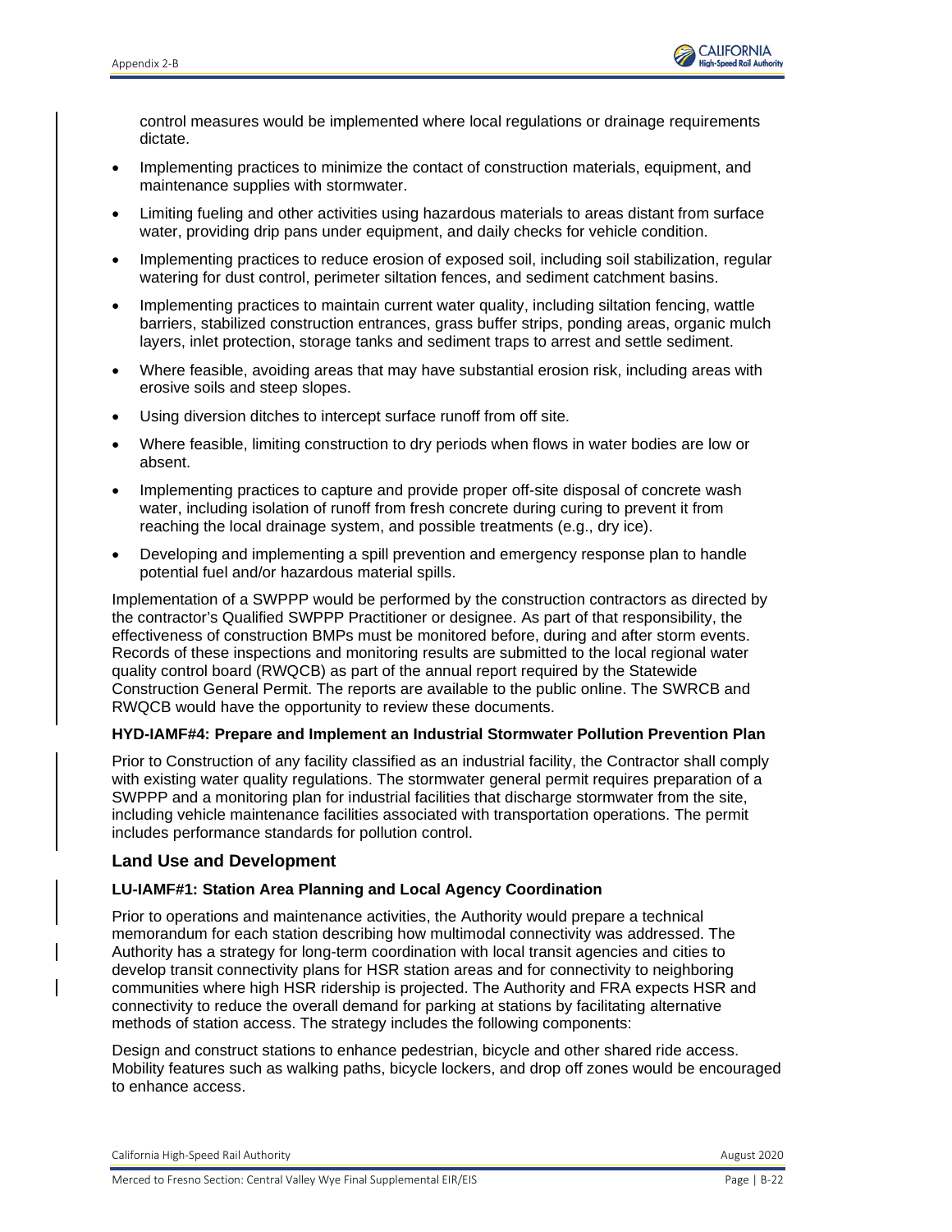control measures would be implemented where local regulations or drainage requirements dictate.

- Implementing practices to minimize the contact of construction materials, equipment, and maintenance supplies with stormwater.
- Limiting fueling and other activities using hazardous materials to areas distant from surface water, providing drip pans under equipment, and daily checks for vehicle condition.
- Implementing practices to reduce erosion of exposed soil, including soil stabilization, regular watering for dust control, perimeter siltation fences, and sediment catchment basins.
- Implementing practices to maintain current water quality, including siltation fencing, wattle barriers, stabilized construction entrances, grass buffer strips, ponding areas, organic mulch layers, inlet protection, storage tanks and sediment traps to arrest and settle sediment.
- Where feasible, avoiding areas that may have substantial erosion risk, including areas with erosive soils and steep slopes.
- Using diversion ditches to intercept surface runoff from off site.
- Where feasible, limiting construction to dry periods when flows in water bodies are low or absent.
- Implementing practices to capture and provide proper off-site disposal of concrete wash water, including isolation of runoff from fresh concrete during curing to prevent it from reaching the local drainage system, and possible treatments (e.g., dry ice).
- Developing and implementing a spill prevention and emergency response plan to handle potential fuel and/or hazardous material spills.

Implementation of a SWPPP would be performed by the construction contractors as directed by the contractor's Qualified SWPPP Practitioner or designee. As part of that responsibility, the effectiveness of construction BMPs must be monitored before, during and after storm events. Records of these inspections and monitoring results are submitted to the local regional water quality control board (RWQCB) as part of the annual report required by the Statewide Construction General Permit. The reports are available to the public online. The SWRCB and RWQCB would have the opportunity to review these documents.

**HYD-IAMF#4: Prepare and Implement an Industrial Stormwater Pollution Prevention Plan**

Prior to Construction of any facility classified as an industrial facility, the Contractor shall comply with existing water quality regulations. The stormwater general permit requires preparation of a SWPPP and a monitoring plan for industrial facilities that discharge stormwater from the site, including vehicle maintenance facilities associated with transportation operations. The permit includes performance standards for pollution control.

### Land Use and Development

**LU-IAMF#1: Station Area Planning and Local Agency Coordination**

Prior to operations and maintenance activities, the Authority would prepare a technical memorandum for each station describing how multimodal connectivity was addressed. The Authority has a strategy for long-term coordination with local transit agencies and cities to develop transit connectivity plans for HSR station areas and for connectivity to neighboring communities where high HSR ridership is projected. The Authority and FRA expects HSR and connectivity to reduce the overall demand for parking at stations by facilitating alternative methods of station access. The strategy includes the following components:

Design and construct stations to enhance pedestrian, bicycle and other shared ride access. Mobility features such as walking paths, bicycle lockers, and drop off zones would be encouraged to enhance access.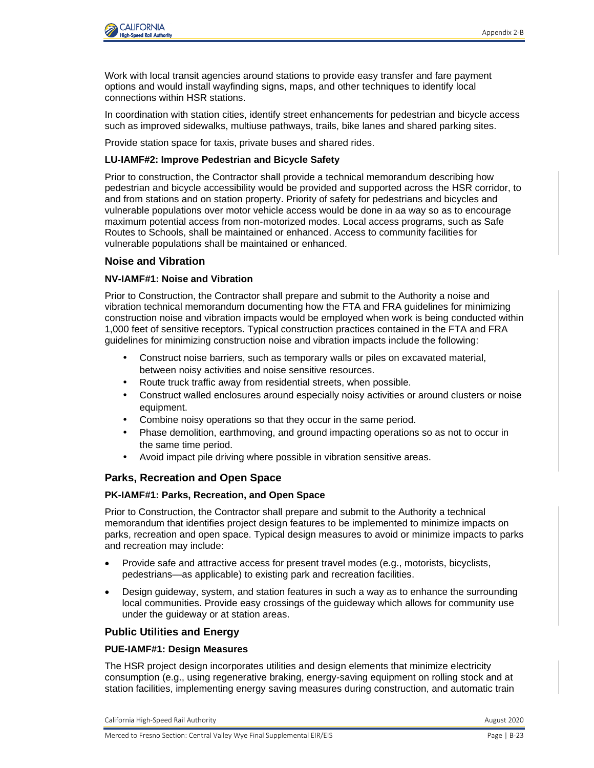Work with local transit agencies around stations to provide easy transfer and fare payment options and would install wayfinding signs, maps, and other techniques to identify local connections within HSR stations.

In coordination with station cities, identify street enhancements for pedestrian and bicycle access such as improved sidewalks, multiuse pathways, trails, bike lanes and shared parking sites.

Provide station space for taxis, private buses and shared rides.

#### LU-IAMF#2: Improve Pedestrian and Bicycle Safety

Prior to construction, the Contractor shall provide a technical memorandum describing how pedestrian and bicycle accessibility would be provided and supported across the HSR corridor, to and from stations and on station property. Priority of safety for pedestrians and bicycles and vulnerable populations over motor vehicle access would be done in aa way so as to encourage maximum potential access from non-motorized modes. Local access programs, such as Safe Routes to Schools, shall be maintained or enhanced. Access to community facilities for vulnerable populations shall be maintained or enhanced.

### Noise and Vibration

#### NV-IAMF#1: Noise and Vibration

Prior to Construction, the Contractor shall prepare and submit to the Authority a noise and vibration technical memorandum documenting how the FTA and FRA guidelines for minimizing construction noise and vibration impacts would be employed when work is being conducted within 1,000 feet of sensitive receptors. Typical construction practices contained in the FTA and FRA guidelines for minimizing construction noise and vibration impacts include the following:

- Construct noise barriers, such as temporary walls or piles on excavated material, between noisy activities and noise sensitive resources.
- Route truck traffic away from residential streets, when possible.
- Construct walled enclosures around especially noisy activities or around clusters or noise equipment.
- Combine noisy operations so that they occur in the same period.
- Phase demolition, earthmoving, and ground impacting operations so as not to occur in the same time period.
- Avoid impact pile driving where possible in vibration sensitive areas.

### Parks, Recreation and Open Space

#### PK-IAMF#1: Parks, Recreation, and Open Space

Prior to Construction, the Contractor shall prepare and submit to the Authority a technical memorandum that identifies project design features to be implemented to minimize impacts on parks, recreation and open space. Typical design measures to avoid or minimize impacts to parks and recreation may include:

- Provide safe and attractive access for present travel modes (e.g., motorists, bicyclists, pedestrians—as applicable) to existing park and recreation facilities.
- Design guideway, system, and station features in such a way as to enhance the surrounding local communities. Provide easy crossings of the guideway which allows for community use under the guideway or at station areas.

### Public Utilities and Energy

#### PUE-IAMF#1: Design Measures

The HSR project design incorporates utilities and design elements that minimize electricity consumption (e.g., using regenerative braking, energy-saving equipment on rolling stock and at station facilities, implementing energy saving measures during construction, and automatic train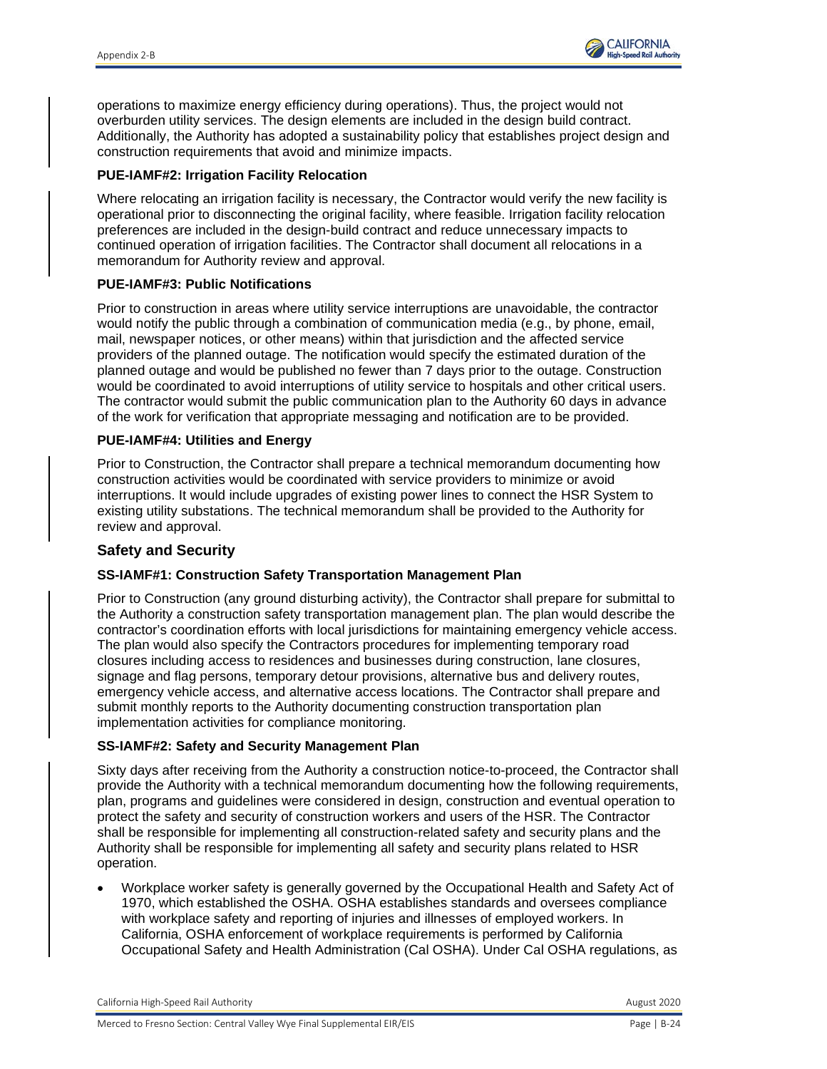operations to maximize energy efficiency during operations). Thus, the project would not overburden utility services. The design elements are included in the design build contract. Additionally, the Authority has adopted a sustainability policy that establishes project design and construction requirements that avoid and minimize impacts.

**PUE-IAMF#2: Irrigation Facility Relocation**

Where relocating an irrigation facility is necessary, the Contractor would verify the new facility is operational prior to disconnecting the original facility, where feasible. Irrigation facility relocation preferences are included in the design-build contract and reduce unnecessary impacts to continued operation of irrigation facilities. The Contractor shall document all relocations in a memorandum for Authority review and approval.

**PUE-IAMF#3: Public Notifications**

Prior to construction in areas where utility service interruptions are unavoidable, the contractor would notify the public through a combination of communication media (e.g., by phone, email, mail, newspaper notices, or other means) within that jurisdiction and the affected service providers of the planned outage. The notification would specify the estimated duration of the planned outage and would be published no fewer than 7 days prior to the outage. Construction would be coordinated to avoid interruptions of utility service to hospitals and other critical users. The contractor would submit the public communication plan to the Authority 60 days in advance of the work for verification that appropriate messaging and notification are to be provided.

**PUE-IAMF#4: Utilities and Energy**

Prior to Construction, the Contractor shall prepare a technical memorandum documenting how construction activities would be coordinated with service providers to minimize or avoid interruptions. It would include upgrades of existing power lines to connect the HSR System to existing utility substations. The technical memorandum shall be provided to the Authority for review and approval.

## Safety and Security

**SS-IAMF#1: Construction Safety Transportation Management Plan**

Prior to Construction (any ground disturbing activity), the Contractor shall prepare for submittal to the Authority a construction safety transportation management plan. The plan would describe the contractor's coordination efforts with local jurisdictions for maintaining emergency vehicle access. The plan would also specify the Contractors procedures for implementing temporary road closures including access to residences and businesses during construction, lane closures, signage and flag persons, temporary detour provisions, alternative bus and delivery routes, emergency vehicle access, and alternative access locations. The Contractor shall prepare and submit monthly reports to the Authority documenting construction transportation plan implementation activities for compliance monitoring.

**SS-IAMF#2: Safety and Security Management Plan**

Sixty days after receiving from the Authority a construction notice-to-proceed, the Contractor shall provide the Authority with a technical memorandum documenting how the following requirements, plan, programs and guidelines were considered in design, construction and eventual operation to protect the safety and security of construction workers and users of the HSR. The Contractor shall be responsible for implementing all construction-related safety and security plans and the Authority shall be responsible for implementing all safety and security plans related to HSR operation.

- Workplace worker safety is generally governed by the Occupational Health and Safety Act of 1970, which established the OSHA. OSHA establishes standards and oversees compliance with workplace safety and reporting of injuries and illnesses of employed workers. In California, OSHA enforcement of workplace requirements is performed by California Occupational Safety and Health Administration (Cal OSHA). Under Cal OSHA regulations, as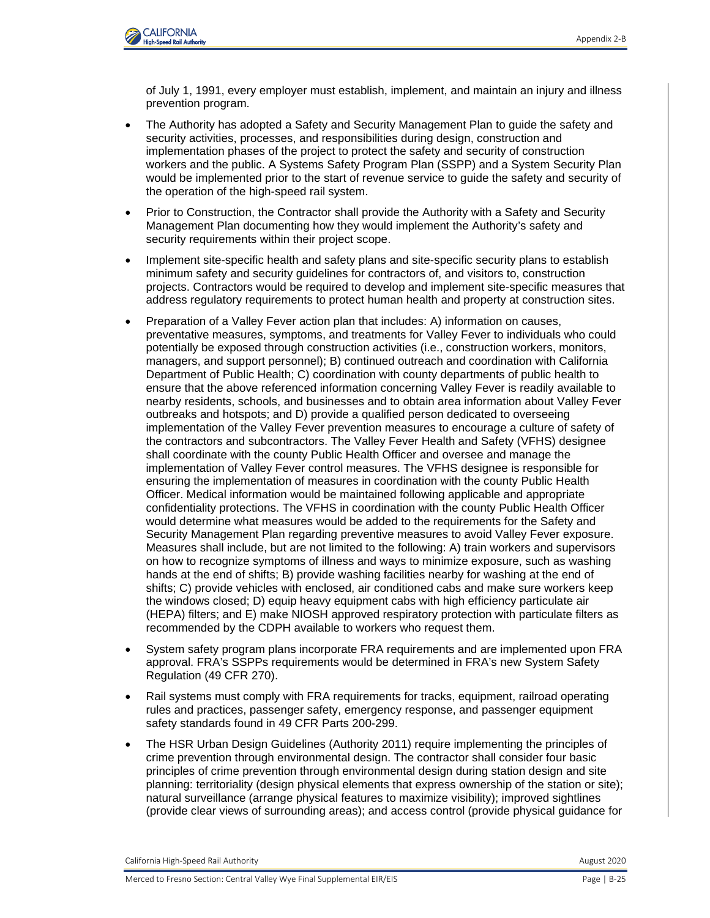of July 1, 1991, every employer must establish, implement, and maintain an injury and illness prevention program.

- The Authority has adopted a Safety and Security Management Plan to guide the safety and security activities, processes, and responsibilities during design, construction and implementation phases of the project to protect the safety and security of construction workers and the public. A Systems Safety Program Plan (SSPP) and a System Security Plan would be implemented prior to the start of revenue service to guide the safety and security of the operation of the high-speed rail system.
- Prior to Construction, the Contractor shall provide the Authority with a Safety and Security Management Plan documenting how they would implement the Authority's safety and security requirements within their project scope.
- Implement site-specific health and safety plans and site-specific security plans to establish minimum safety and security guidelines for contractors of, and visitors to, construction projects. Contractors would be required to develop and implement site-specific measures that address regulatory requirements to protect human health and property at construction sites.
- Preparation of a Valley Fever action plan that includes: A) information on causes, preventative measures, symptoms, and treatments for Valley Fever to individuals who could potentially be exposed through construction activities (i.e., construction workers, monitors, managers, and support personnel); B) continued outreach and coordination with California Department of Public Health; C) coordination with county departments of public health to ensure that the above referenced information concerning Valley Fever is readily available to nearby residents, schools, and businesses and to obtain area information about Valley Fever outbreaks and hotspots; and D) provide a qualified person dedicated to overseeing implementation of the Valley Fever prevention measures to encourage a culture of safety of the contractors and subcontractors. The Valley Fever Health and Safety (VFHS) designee shall coordinate with the county Public Health Officer and oversee and manage the implementation of Valley Fever control measures. The VFHS designee is responsible for ensuring the implementation of measures in coordination with the county Public Health Officer. Medical information would be maintained following applicable and appropriate confidentiality protections. The VFHS in coordination with the county Public Health Officer would determine what measures would be added to the requirements for the Safety and Security Management Plan regarding preventive measures to avoid Valley Fever exposure. Measures shall include, but are not limited to the following: A) train workers and supervisors on how to recognize symptoms of illness and ways to minimize exposure, such as washing hands at the end of shifts; B) provide washing facilities nearby for washing at the end of shifts; C) provide vehicles with enclosed, air conditioned cabs and make sure workers keep the windows closed; D) equip heavy equipment cabs with high efficiency particulate air (HEPA) filters; and E) make NIOSH approved respiratory protection with particulate filters as recommended by the CDPH available to workers who request them.
- System safety program plans incorporate FRA requirements and are implemented upon FRA approval. FRA's SSPPs requirements would be determined in FRA's new System Safety Regulation (49 CFR 270).
- Rail systems must comply with FRA requirements for tracks, equipment, railroad operating rules and practices, passenger safety, emergency response, and passenger equipment safety standards found in 49 CFR Parts 200-299.
- The HSR Urban Design Guidelines (Authority 2011) require implementing the principles of crime prevention through environmental design. The contractor shall consider four basic principles of crime prevention through environmental design during station design and site planning: territoriality (design physical elements that express ownership of the station or site); natural surveillance (arrange physical features to maximize visibility); improved sightlines (provide clear views of surrounding areas); and access control (provide physical guidance for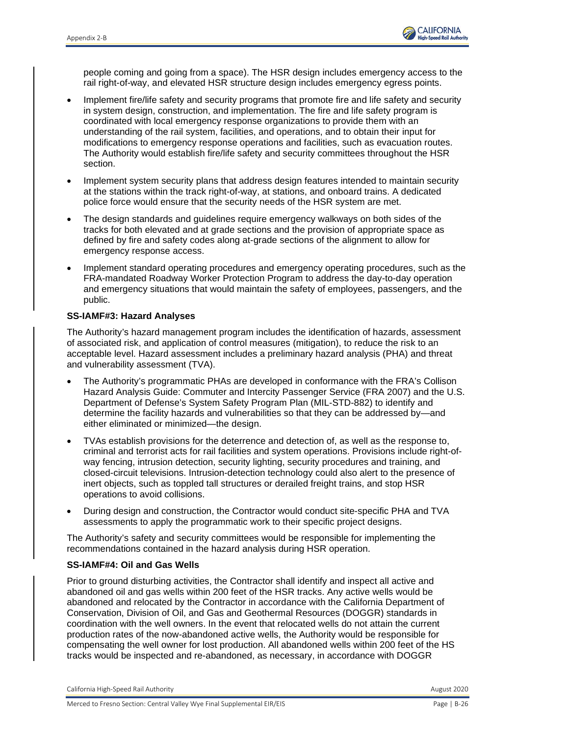people coming and going from a space). The HSR design includes emergency access to the rail right-of-way, and elevated HSR structure design includes emergency egress points.

- Implement fire/life safety and security programs that promote fire and life safety and security in system design, construction, and implementation. The fire and life safety program is coordinated with local emergency response organizations to provide them with an understanding of the rail system, facilities, and operations, and to obtain their input for modifications to emergency response operations and facilities, such as evacuation routes. The Authority would establish fire/life safety and security committees throughout the HSR section.
- Implement system security plans that address design features intended to maintain security at the stations within the track right-of-way, at stations, and onboard trains. A dedicated police force would ensure that the security needs of the HSR system are met.
- The design standards and guidelines require emergency walkways on both sides of the tracks for both elevated and at grade sections and the provision of appropriate space as defined by fire and safety codes along at-grade sections of the alignment to allow for emergency response access.
- Implement standard operating procedures and emergency operating procedures, such as the FRA-mandated Roadway Worker Protection Program to address the day-to-day operation and emergency situations that would maintain the safety of employees, passengers, and the public.

**SS-IAMF#3: Hazard Analyses**

The Authority's hazard management program includes the identification of hazards, assessment of associated risk, and application of control measures (mitigation), to reduce the risk to an acceptable level. Hazard assessment includes a preliminary hazard analysis (PHA) and threat and vulnerability assessment (TVA).

- The Authority's programmatic PHAs are developed in conformance with the FRA's Collison Hazard Analysis Guide: Commuter and Intercity Passenger Service (FRA 2007) and the U.S. Department of Defense's System Safety Program Plan (MIL-STD-882) to identify and determine the facility hazards and vulnerabilities so that they can be addressed by—and either eliminated or minimized—the design.
- TVAs establish provisions for the deterrence and detection of, as well as the response to, criminal and terrorist acts for rail facilities and system operations. Provisions include right-of-way fencing, intrusion detection, security lighting, security procedures and training, and closed-circuit televisions. Intrusion-detection technology could also alert to the presence of inert objects, such as toppled tall structures or derailed freight trains, and stop HSR operations to avoid collisions.
- During design and construction, the Contractor would conduct site-specific PHA and TVA assessments to apply the programmatic work to their specific project designs.

The Authority's safety and security committees would be responsible for implementing the recommendations contained in the hazard analysis during HSR operation.

**SS-IAMF#4: Oil and Gas Wells**

Prior to ground disturbing activities, the Contractor shall identify and inspect all active and abandoned oil and gas wells within 200 feet of the HSR tracks. Any active wells would be abandoned and relocated by the Contractor in accordance with the California Department of Conservation, Division of Oil, and Gas and Geothermal Resources (DOGGR) standards in coordination with the well owners. In the event that relocated wells do not attain the current production rates of the now-abandoned active wells, the Authority would be responsible for compensating the well owner for lost production. All abandoned wells within 200 feet of the HS tracks would be inspected and re-abandoned, as necessary, in accordance with DOGGR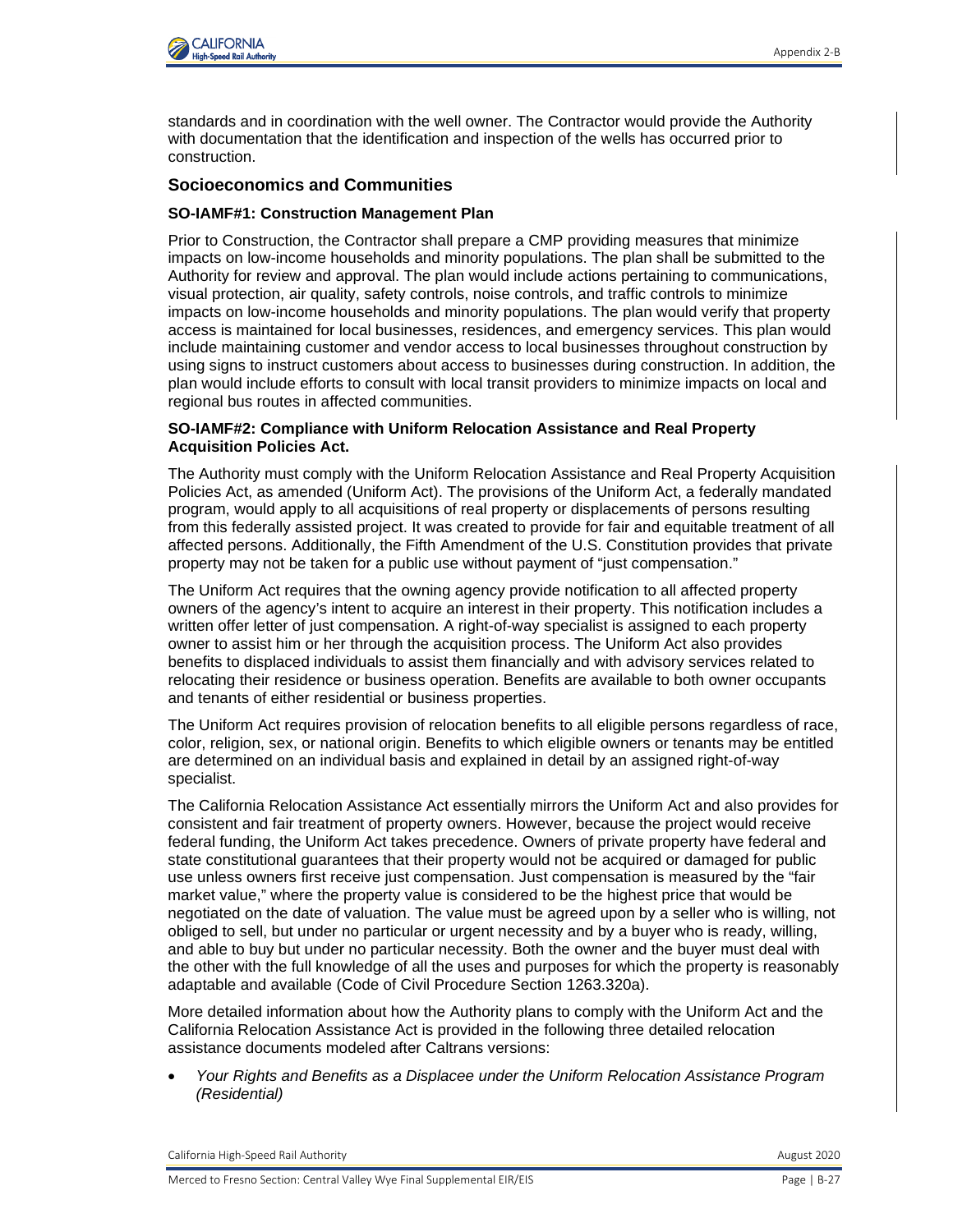standards and in coordination with the well owner. The Contractor would provide the Authority with documentation that the identification and inspection of the wells has occurred prior to construction.

## Socioeconomics and Communities

### SO-IAMF#1: Construction Management Plan

Prior to Construction, the Contractor shall prepare a CMP providing measures that minimize impacts on low-income households and minority populations. The plan shall be submitted to the Authority for review and approval. The plan would include actions pertaining to communications, visual protection, air quality, safety controls, noise controls, and traffic controls to minimize impacts on low-income households and minority populations. The plan would verify that property access is maintained for local businesses, residences, and emergency services. This plan would include maintaining customer and vendor access to local businesses throughout construction by using signs to instruct customers about access to businesses during construction. In addition, the plan would include efforts to consult with local transit providers to minimize impacts on local and regional bus routes in affected communities.

### SO-IAMF#2: Compliance with Uniform Relocation Assistance and Real Property Acquisition Policies Act.

The Authority must comply with the Uniform Relocation Assistance and Real Property Acquisition Policies Act, as amended (Uniform Act). The provisions of the Uniform Act, a federally mandated program, would apply to all acquisitions of real property or displacements of persons resulting from this federally assisted project. It was created to provide for fair and equitable treatment of all affected persons. Additionally, the Fifth Amendment of the U.S. Constitution provides that private property may not be taken for a public use without payment of "just compensation."

The Uniform Act requires that the owning agency provide notification to all affected property owners of the agency's intent to acquire an interest in their property. This notification includes a written offer letter of just compensation. A right-of-way specialist is assigned to each property owner to assist him or her through the acquisition process. The Uniform Act also provides benefits to displaced individuals to assist them financially and with advisory services related to relocating their residence or business operation. Benefits are available to both owner occupants and tenants of either residential or business properties.

The Uniform Act requires provision of relocation benefits to all eligible persons regardless of race, color, religion, sex, or national origin. Benefits to which eligible owners or tenants may be entitled are determined on an individual basis and explained in detail by an assigned right-of-way specialist.

The California Relocation Assistance Act essentially mirrors the Uniform Act and also provides for consistent and fair treatment of property owners. However, because the project would receive federal funding, the Uniform Act takes precedence. Owners of private property have federal and state constitutional guarantees that their property would not be acquired or damaged for public use unless owners first receive just compensation. Just compensation is measured by the "fair market value," where the property value is considered to be the highest price that would be negotiated on the date of valuation. The value must be agreed upon by a seller who is willing, not obliged to sell, but under no particular or urgent necessity and by a buyer who is ready, willing, and able to buy but under no particular necessity. Both the owner and the buyer must deal with the other with the full knowledge of all the uses and purposes for which the property is reasonably adaptable and available (Code of Civil Procedure Section 1263.320a).

More detailed information about how the Authority plans to comply with the Uniform Act and the California Relocation Assistance Act is provided in the following three detailed relocation assistance documents modeled after Caltrans versions:

- *Your Rights and Benefits as a Displacee under the Uniform Relocation Assistance Program (Residential)*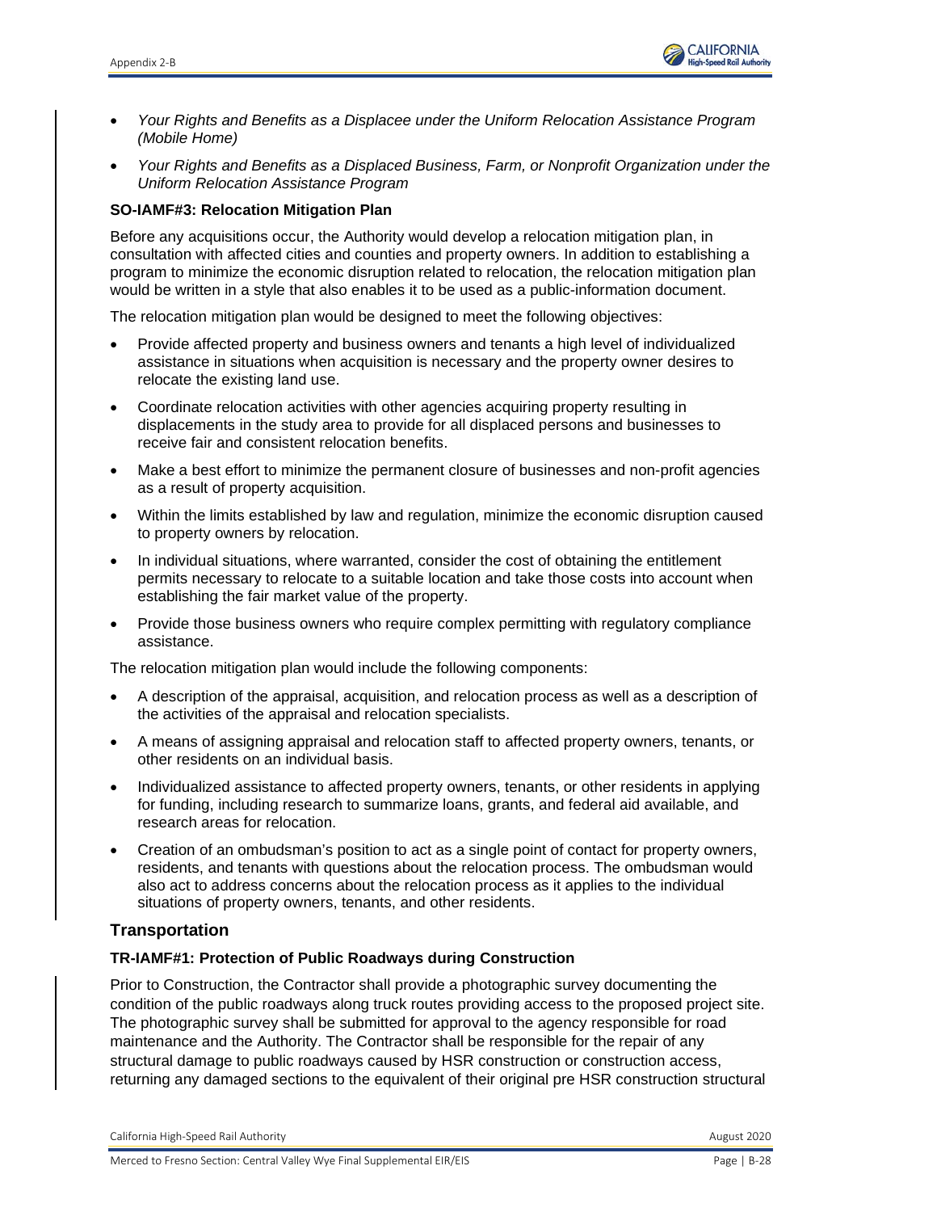- *Your Rights and Benefits as a Displacee under the Uniform Relocation Assistance Program (Mobile Home)*
- *Your Rights and Benefits as a Displaced Business, Farm, or Nonprofit Organization under the Uniform Relocation Assistance Program*

**SO-IAMF#3: Relocation Mitigation Plan**

Before any acquisitions occur, the Authority would develop a relocation mitigation plan, in consultation with affected cities and counties and property owners. In addition to establishing a program to minimize the economic disruption related to relocation, the relocation mitigation plan would be written in a style that also enables it to be used as a public-information document.

The relocation mitigation plan would be designed to meet the following objectives:

- Provide affected property and business owners and tenants a high level of individualized assistance in situations when acquisition is necessary and the property owner desires to relocate the existing land use.
- Coordinate relocation activities with other agencies acquiring property resulting in displacements in the study area to provide for all displaced persons and businesses to receive fair and consistent relocation benefits.
- Make a best effort to minimize the permanent closure of businesses and non-profit agencies as a result of property acquisition.
- Within the limits established by law and regulation, minimize the economic disruption caused to property owners by relocation.
- In individual situations, where warranted, consider the cost of obtaining the entitlement permits necessary to relocate to a suitable location and take those costs into account when establishing the fair market value of the property.
- Provide those business owners who require complex permitting with regulatory compliance assistance.

The relocation mitigation plan would include the following components:

- A description of the appraisal, acquisition, and relocation process as well as a description of the activities of the appraisal and relocation specialists.
- A means of assigning appraisal and relocation staff to affected property owners, tenants, or other residents on an individual basis.
- Individualized assistance to affected property owners, tenants, or other residents in applying for funding, including research to summarize loans, grants, and federal aid available, and research areas for relocation.
- Creation of an ombudsman's position to act as a single point of contact for property owners, residents, and tenants with questions about the relocation process. The ombudsman would also act to address concerns about the relocation process as it applies to the individual situations of property owners, tenants, and other residents.

## Transportation

**TR-IAMF#1: Protection of Public Roadways during Construction**

Prior to Construction, the Contractor shall provide a photographic survey documenting the condition of the public roadways along truck routes providing access to the proposed project site. The photographic survey shall be submitted for approval to the agency responsible for road maintenance and the Authority. The Contractor shall be responsible for the repair of any structural damage to public roadways caused by HSR construction or construction access, returning any damaged sections to the equivalent of their original pre HSR construction structural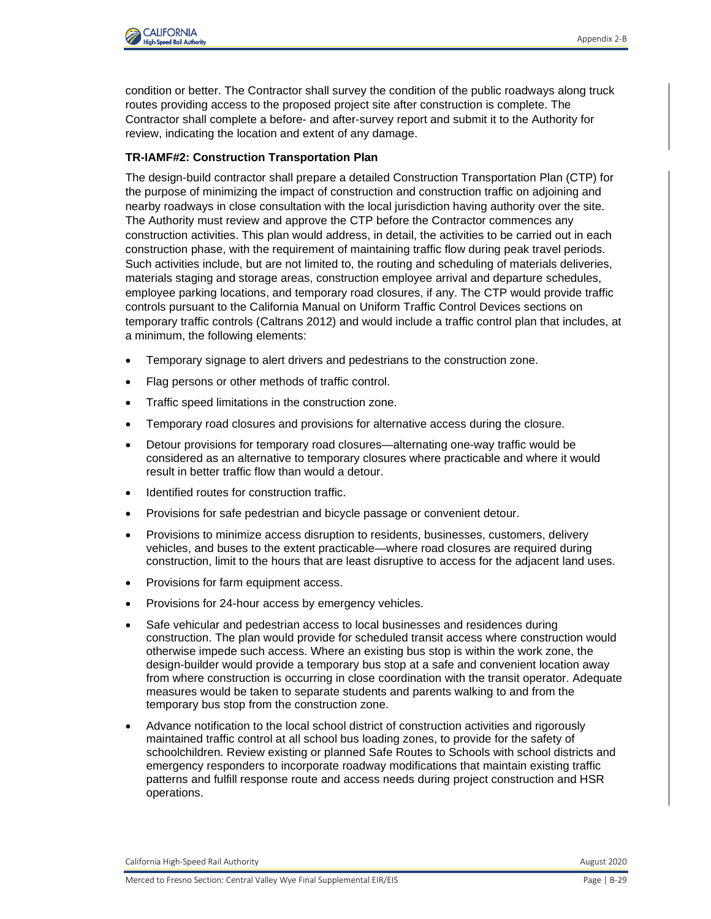condition or better. The Contractor shall survey the condition of the public roadways along truck routes providing access to the proposed project site after construction is complete. The Contractor shall complete a before- and after-survey report and submit it to the Authority for review, indicating the location and extent of any damage.

**TR-IAMF#2: Construction Transportation Plan**

The design-build contractor shall prepare a detailed Construction Transportation Plan (CTP) for the purpose of minimizing the impact of construction and construction traffic on adjoining and nearby roadways in close consultation with the local jurisdiction having authority over the site. The Authority must review and approve the CTP before the Contractor commences any construction activities. This plan would address, in detail, the activities to be carried out in each construction phase, with the requirement of maintaining traffic flow during peak travel periods. Such activities include, but are not limited to, the routing and scheduling of materials deliveries, materials staging and storage areas, construction employee arrival and departure schedules, employee parking locations, and temporary road closures, if any. The CTP would provide traffic controls pursuant to the California Manual on Uniform Traffic Control Devices sections on temporary traffic controls (Caltrans 2012) and would include a traffic control plan that includes, at a minimum, the following elements:

- Temporary signage to alert drivers and pedestrians to the construction zone.
- Flag persons or other methods of traffic control.
- Traffic speed limitations in the construction zone.
- Temporary road closures and provisions for alternative access during the closure.
- Detour provisions for temporary road closures—alternating one-way traffic would be considered as an alternative to temporary closures where practicable and where it would result in better traffic flow than would a detour.
- Identified routes for construction traffic.
- Provisions for safe pedestrian and bicycle passage or convenient detour.
- Provisions to minimize access disruption to residents, businesses, customers, delivery vehicles, and buses to the extent practicable—where road closures are required during construction, limit to the hours that are least disruptive to access for the adjacent land uses.
- Provisions for farm equipment access.
- Provisions for 24-hour access by emergency vehicles.
- Safe vehicular and pedestrian access to local businesses and residences during construction. The plan would provide for scheduled transit access where construction would otherwise impede such access. Where an existing bus stop is within the work zone, the design-builder would provide a temporary bus stop at a safe and convenient location away from where construction is occurring in close coordination with the transit operator. Adequate measures would be taken to separate students and parents walking to and from the temporary bus stop from the construction zone.
- Advance notification to the local school district of construction activities and rigorously maintained traffic control at all school bus loading zones, to provide for the safety of schoolchildren. Review existing or planned Safe Routes to Schools with school districts and emergency responders to incorporate roadway modifications that maintain existing traffic patterns and fulfill response route and access needs during project construction and HSR operations.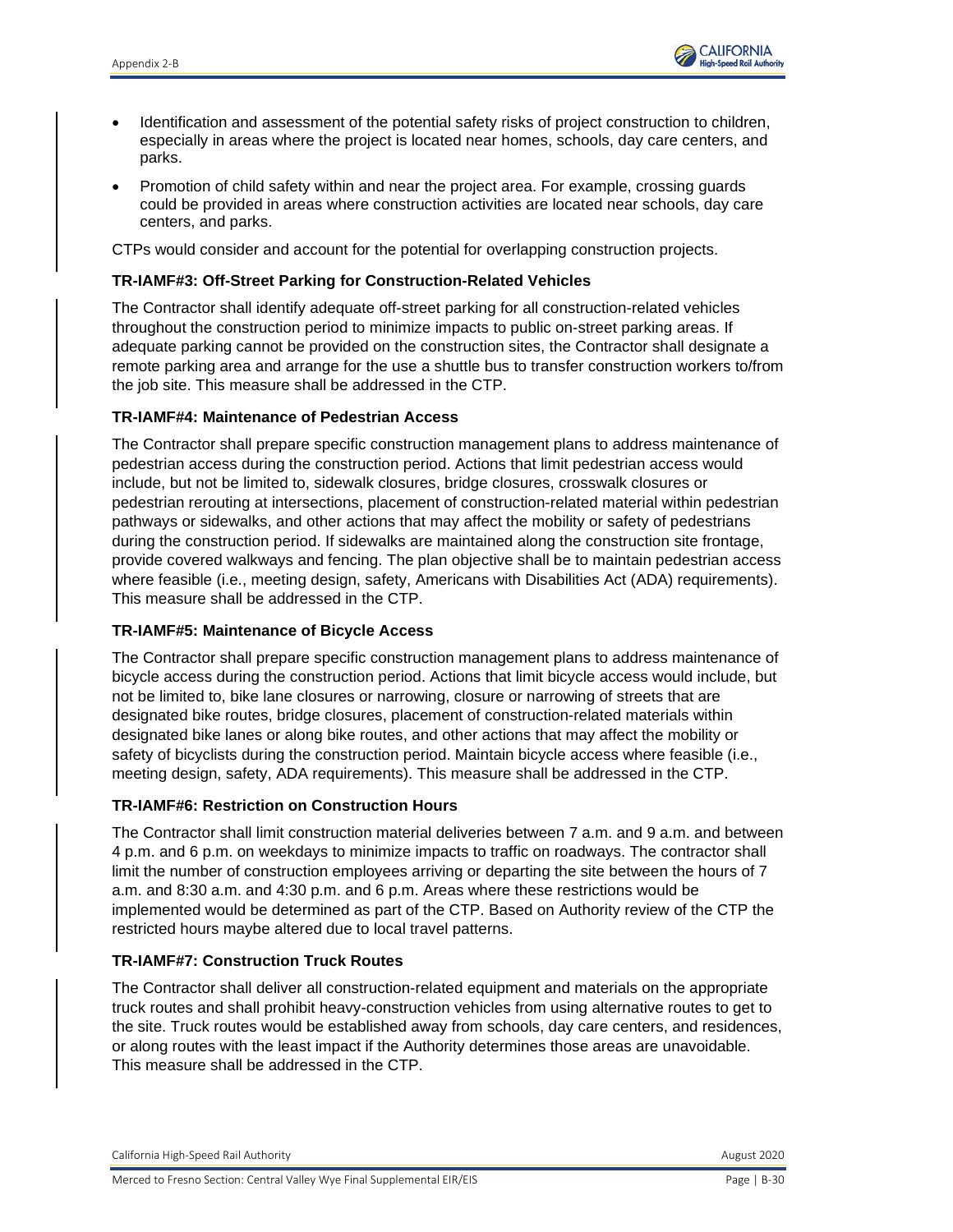- Identification and assessment of the potential safety risks of project construction to children, especially in areas where the project is located near homes, schools, day care centers, and parks.
- Promotion of child safety within and near the project area. For example, crossing guards could be provided in areas where construction activities are located near schools, day care centers, and parks.

CTPs would consider and account for the potential for overlapping construction projects.

**TR-IAMF#3: Off-Street Parking for Construction-Related Vehicles**

The Contractor shall identify adequate off-street parking for all construction-related vehicles throughout the construction period to minimize impacts to public on-street parking areas. If adequate parking cannot be provided on the construction sites, the Contractor shall designate a remote parking area and arrange for the use a shuttle bus to transfer construction workers to/from the job site. This measure shall be addressed in the CTP.

**TR-IAMF#4: Maintenance of Pedestrian Access**

The Contractor shall prepare specific construction management plans to address maintenance of pedestrian access during the construction period. Actions that limit pedestrian access would include, but not be limited to, sidewalk closures, bridge closures, crosswalk closures or pedestrian rerouting at intersections, placement of construction-related material within pedestrian pathways or sidewalks, and other actions that may affect the mobility or safety of pedestrians during the construction period. If sidewalks are maintained along the construction site frontage, provide covered walkways and fencing. The plan objective shall be to maintain pedestrian access where feasible (i.e., meeting design, safety, Americans with Disabilities Act (ADA) requirements). This measure shall be addressed in the CTP.

**TR-IAMF#5: Maintenance of Bicycle Access**

The Contractor shall prepare specific construction management plans to address maintenance of bicycle access during the construction period. Actions that limit bicycle access would include, but not be limited to, bike lane closures or narrowing, closure or narrowing of streets that are designated bike routes, bridge closures, placement of construction-related materials within designated bike lanes or along bike routes, and other actions that may affect the mobility or safety of bicyclists during the construction period. Maintain bicycle access where feasible (i.e., meeting design, safety, ADA requirements). This measure shall be addressed in the CTP.

**TR-IAMF#6: Restriction on Construction Hours**

The Contractor shall limit construction material deliveries between 7 a.m. and 9 a.m. and between 4 p.m. and 6 p.m. on weekdays to minimize impacts to traffic on roadways. The contractor shall limit the number of construction employees arriving or departing the site between the hours of 7 a.m. and 8:30 a.m. and 4:30 p.m. and 6 p.m. Areas where these restrictions would be implemented would be determined as part of the CTP. Based on Authority review of the CTP the restricted hours maybe altered due to local travel patterns.

**TR-IAMF#7: Construction Truck Routes**

The Contractor shall deliver all construction-related equipment and materials on the appropriate truck routes and shall prohibit heavy-construction vehicles from using alternative routes to get to the site. Truck routes would be established away from schools, day care centers, and residences, or along routes with the least impact if the Authority determines those areas are unavoidable. This measure shall be addressed in the CTP.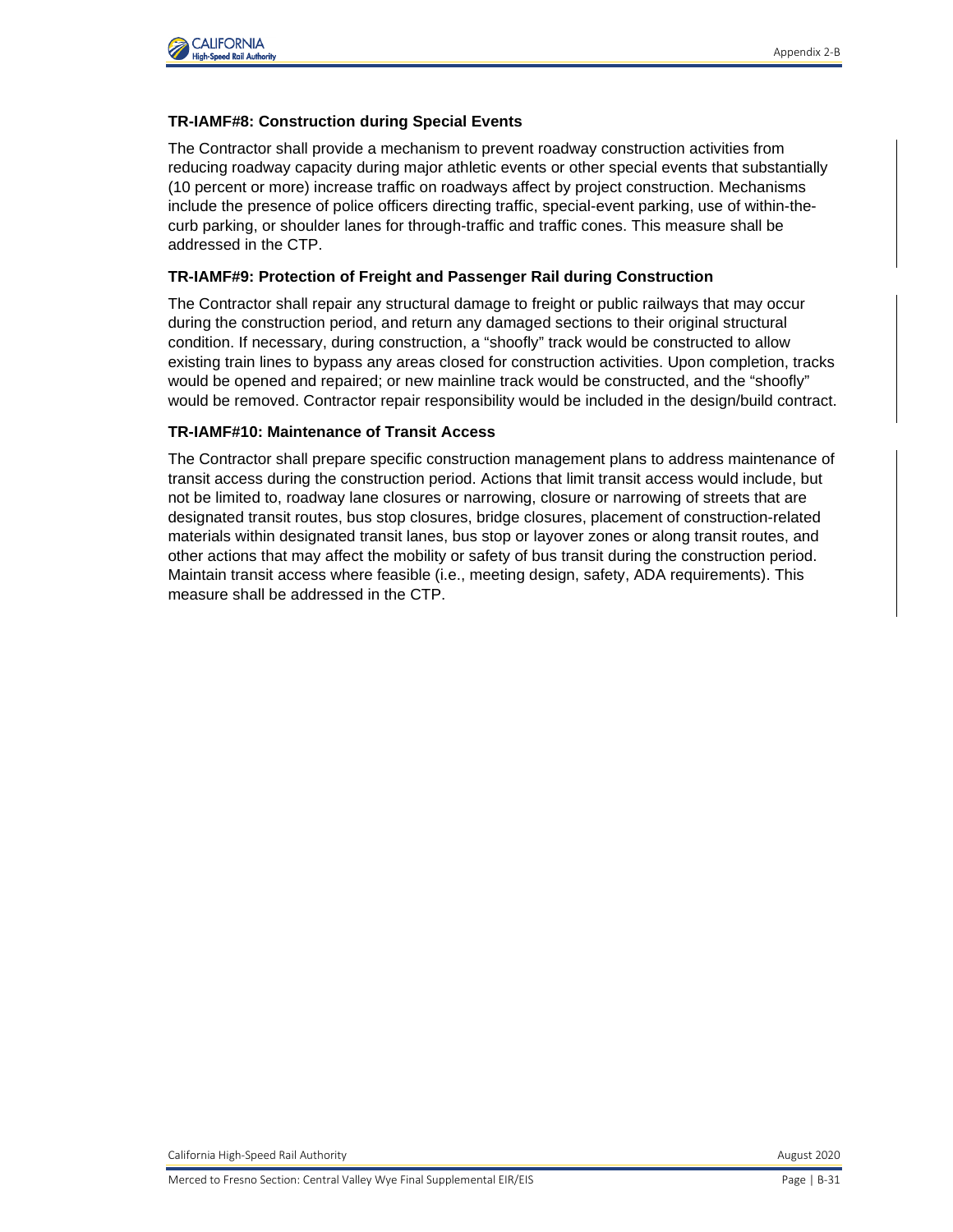### TR-IAMF#8: Construction during Special Events

The Contractor shall provide a mechanism to prevent roadway construction activities from reducing roadway capacity during major athletic events or other special events that substantially (10 percent or more) increase traffic on roadways affect by project construction. Mechanisms include the presence of police officers directing traffic, special-event parking, use of within-the-curb parking, or shoulder lanes for through-traffic and traffic cones. This measure shall be addressed in the CTP.

### TR-IAMF#9: Protection of Freight and Passenger Rail during Construction

The Contractor shall repair any structural damage to freight or public railways that may occur during the construction period, and return any damaged sections to their original structural condition. If necessary, during construction, a "shoofly" track would be constructed to allow existing train lines to bypass any areas closed for construction activities. Upon completion, tracks would be opened and repaired; or new mainline track would be constructed, and the "shoofly" would be removed. Contractor repair responsibility would be included in the design/build contract.

### TR-IAMF#10: Maintenance of Transit Access

The Contractor shall prepare specific construction management plans to address maintenance of transit access during the construction period. Actions that limit transit access would include, but not be limited to, roadway lane closures or narrowing, closure or narrowing of streets that are designated transit routes, bus stop closures, bridge closures, placement of construction-related materials within designated transit lanes, bus stop or layover zones or along transit routes, and other actions that may affect the mobility or safety of bus transit during the construction period. Maintain transit access where feasible (i.e., meeting design, safety, ADA requirements). This measure shall be addressed in the CTP.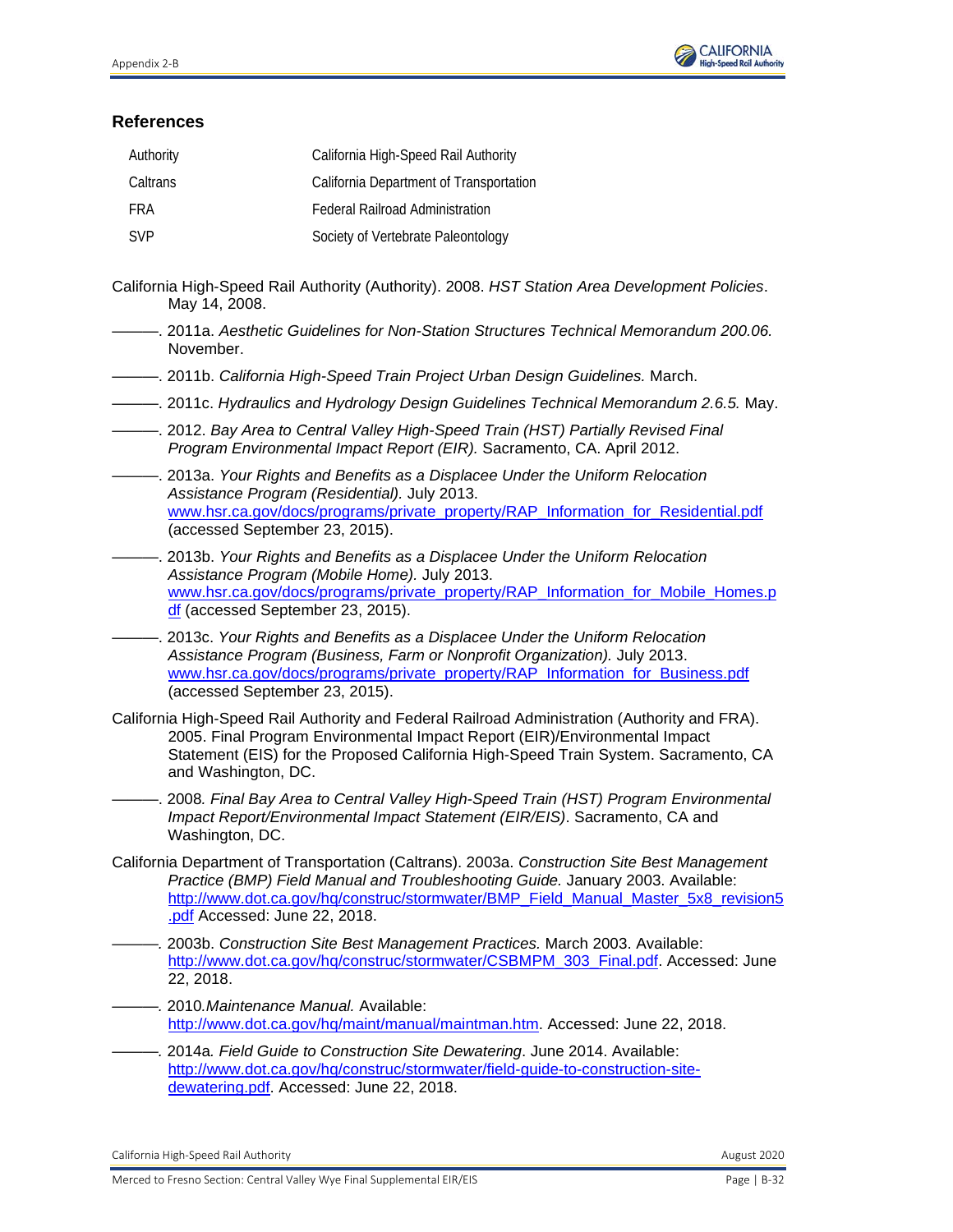## References

| | |
|---|---|
| Authority | California High-Speed Rail Authority |
| Caltrans | California Department of Transportation |
| FRA | Federal Railroad Administration |
| SVP | Society of Vertebrate Paleontology |

California High-Speed Rail Authority (Authority). 2008. *HST Station Area Development Policies*. May 14, 2008.

———. 2011a. *Aesthetic Guidelines for Non-Station Structures Technical Memorandum 200.06.* November.

———. 2011b. *California High-Speed Train Project Urban Design Guidelines.* March.

———. 2011c. *Hydraulics and Hydrology Design Guidelines Technical Memorandum 2.6.5.* May.

———. 2012. *Bay Area to Central Valley High-Speed Train (HST) Partially Revised Final Program Environmental Impact Report (EIR).* Sacramento, CA. April 2012.

———. 2013a. *Your Rights and Benefits as a Displacee Under the Uniform Relocation Assistance Program (Residential).* July 2013. www.hsr.ca.gov/docs/programs/private_property/RAP_Information_for_Residential.pdf (accessed September 23, 2015).

———. 2013b. *Your Rights and Benefits as a Displacee Under the Uniform Relocation Assistance Program (Mobile Home).* July 2013. www.hsr.ca.gov/docs/programs/private_property/RAP_Information_for_Mobile_Homes.pdf (accessed September 23, 2015).

———. 2013c. *Your Rights and Benefits as a Displacee Under the Uniform Relocation Assistance Program (Business, Farm or Nonprofit Organization).* July 2013. www.hsr.ca.gov/docs/programs/private_property/RAP_Information_for_Business.pdf (accessed September 23, 2015).

California High-Speed Rail Authority and Federal Railroad Administration (Authority and FRA). 2005. Final Program Environmental Impact Report (EIR)/Environmental Impact Statement (EIS) for the Proposed California High-Speed Train System. Sacramento, CA and Washington, DC.

———. 2008*. Final Bay Area to Central Valley High-Speed Train (HST) Program Environmental Impact Report/Environmental Impact Statement (EIR/EIS)*. Sacramento, CA and Washington, DC.

California Department of Transportation (Caltrans). 2003a. *Construction Site Best Management Practice (BMP) Field Manual and Troubleshooting Guide.* January 2003. Available: http://www.dot.ca.gov/hq/construc/stormwater/BMP_Field_Manual_Master_5x8_revision5.pdf Accessed: June 22, 2018.

———. 2003b. *Construction Site Best Management Practices.* March 2003. Available: http://www.dot.ca.gov/hq/construc/stormwater/CSBMPM_303_Final.pdf. Accessed: June 22, 2018.

———. 2010.*Maintenance Manual.* Available: http://www.dot.ca.gov/hq/maint/manual/maintman.htm. Accessed: June 22, 2018.

———. 2014a*. Field Guide to Construction Site Dewatering*. June 2014. Available: http://www.dot.ca.gov/hq/construc/stormwater/field-guide-to-construction-site-dewatering.pdf. Accessed: June 22, 2018.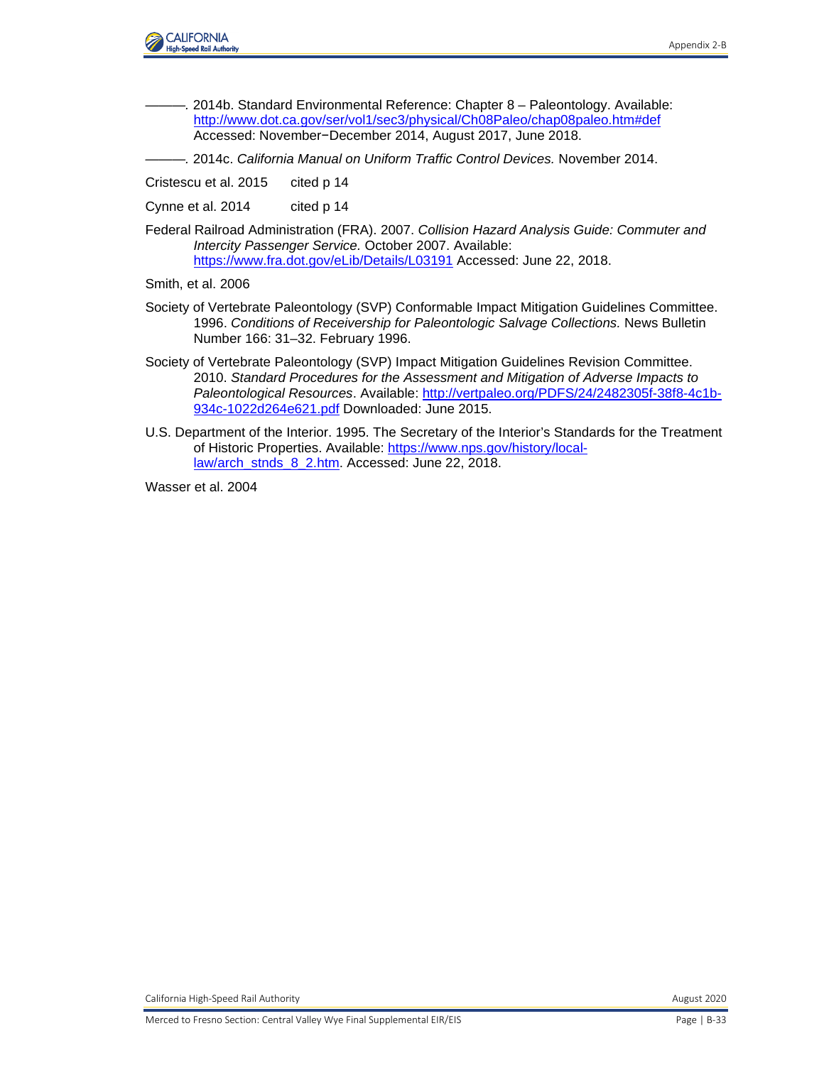———. 2014b. Standard Environmental Reference: Chapter 8 – Paleontology. Available: http://www.dot.ca.gov/ser/vol1/sec3/physical/Ch08Paleo/chap08paleo.htm#def Accessed: November−December 2014, August 2017, June 2018.

———. 2014c. *California Manual on Uniform Traffic Control Devices.* November 2014.

Cristescu et al. 2015 cited p 14

Cynne et al. 2014 cited p 14

Federal Railroad Administration (FRA). 2007. *Collision Hazard Analysis Guide: Commuter and Intercity Passenger Service.* October 2007. Available: https://www.fra.dot.gov/eLib/Details/L03191 Accessed: June 22, 2018.

Smith, et al. 2006

Society of Vertebrate Paleontology (SVP) Conformable Impact Mitigation Guidelines Committee. 1996. *Conditions of Receivership for Paleontologic Salvage Collections.* News Bulletin Number 166: 31–32. February 1996.

Society of Vertebrate Paleontology (SVP) Impact Mitigation Guidelines Revision Committee. 2010. *Standard Procedures for the Assessment and Mitigation of Adverse Impacts to Paleontological Resources*. Available: http://vertpaleo.org/PDFS/24/2482305f-38f8-4c1b-934c-1022d264e621.pdf Downloaded: June 2015.

U.S. Department of the Interior. 1995. The Secretary of the Interior's Standards for the Treatment of Historic Properties. Available: https://www.nps.gov/history/local-law/arch_stnds_8_2.htm. Accessed: June 22, 2018.

Wasser et al. 2004